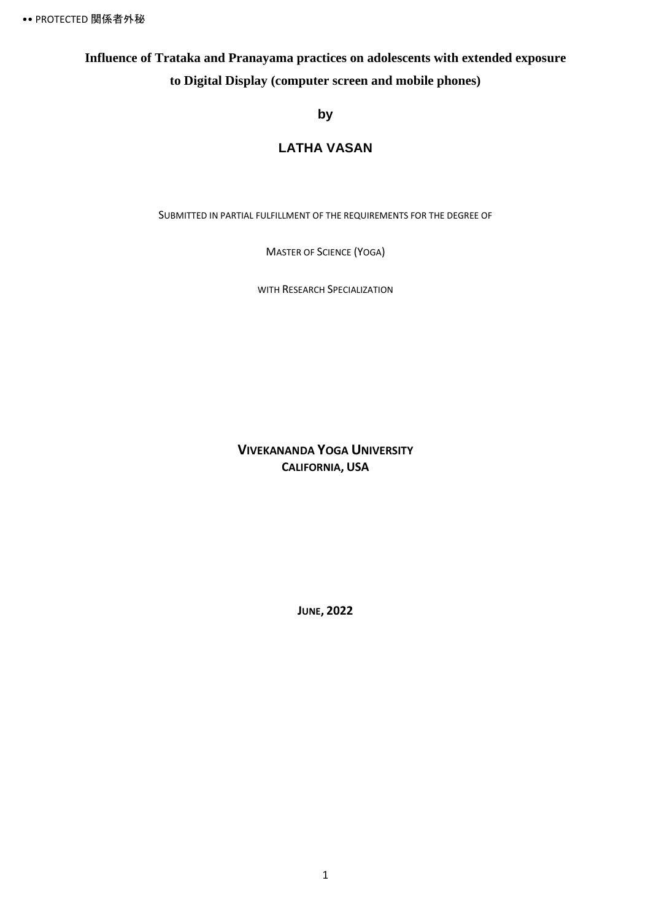•• PROTECTED 関係者外秘

# Influence of Trataka and Pranayama practices on adolescents with extended exposure to Digital Display (computer screen and mobile phones)

**by**

**LATHA VASAN**

SUBMITTED IN PARTIAL FULFILLMENT OF THE REQUIREMENTS FOR THE DEGREE OF

MASTER OF SCIENCE (YOGA)

WITH RESEARCH SPECIALIZATION

**VIVEKANANDA YOGA UNIVERSITY**
**CALIFORNIA, USA**

**JUNE, 2022**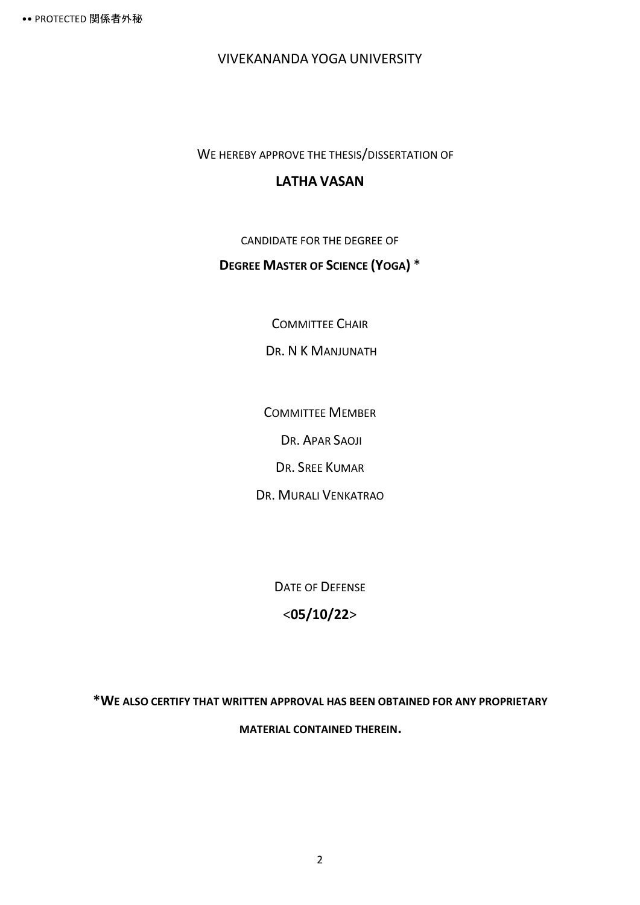VIVEKANANDA YOGA UNIVERSITY

WE HEREBY APPROVE THE THESIS/DISSERTATION OF

**LATHA VASAN**

CANDIDATE FOR THE DEGREE OF

**DEGREE MASTER OF SCIENCE (YOGA)** *

COMMITTEE CHAIR

DR. N K MANJUNATH

COMMITTEE MEMBER

DR. APAR SAOJI

DR. SREE KUMAR

DR. MURALI VENKATRAO

DATE OF DEFENSE

<**05/10/22**>

***WE ALSO CERTIFY THAT WRITTEN APPROVAL HAS BEEN OBTAINED FOR ANY PROPRIETARY MATERIAL CONTAINED THEREIN.**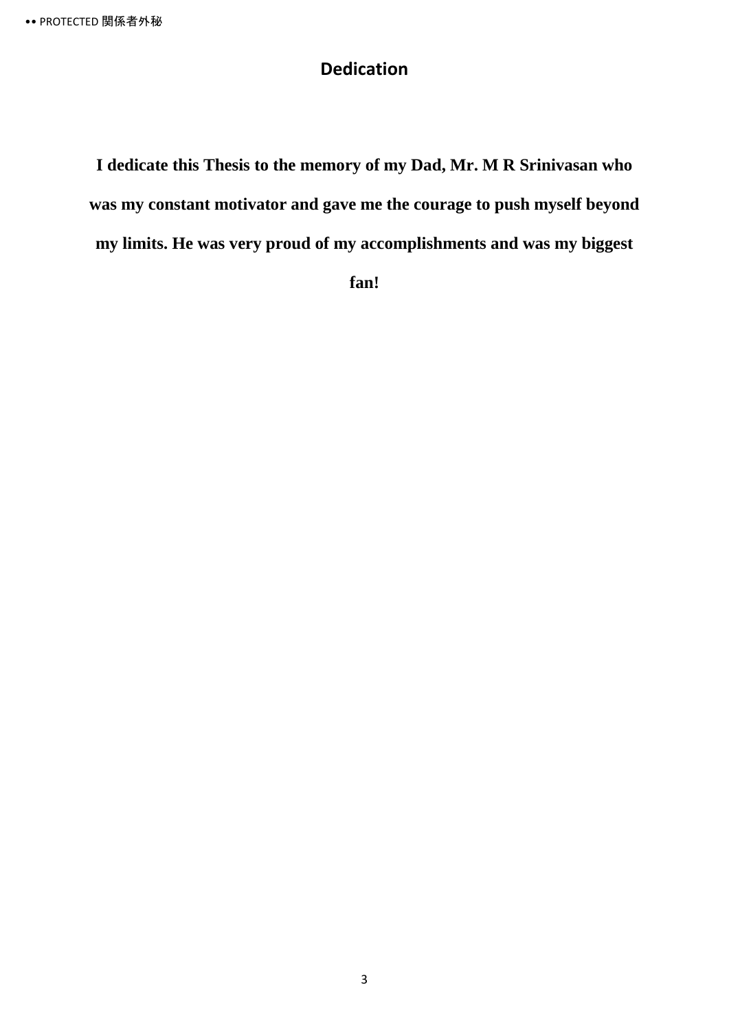# Dedication

**I dedicate this Thesis to the memory of my Dad, Mr. M R Srinivasan who was my constant motivator and gave me the courage to push myself beyond my limits. He was very proud of my accomplishments and was my biggest fan!**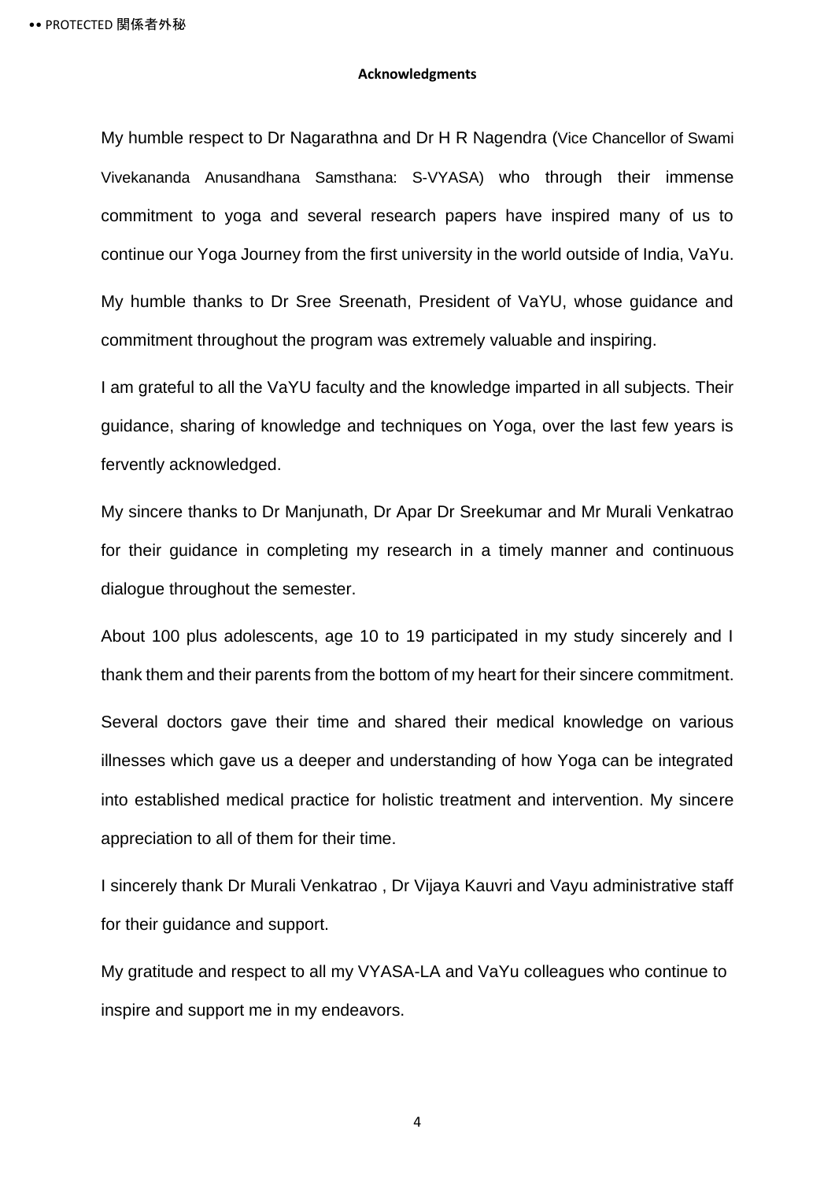**Acknowledgments**

My humble respect to Dr Nagarathna and Dr H R Nagendra (Vice Chancellor of Swami Vivekananda Anusandhana Samsthana: S-VYASA) who through their immense commitment to yoga and several research papers have inspired many of us to continue our Yoga Journey from the first university in the world outside of India, VaYu.

My humble thanks to Dr Sree Sreenath, President of VaYU, whose guidance and commitment throughout the program was extremely valuable and inspiring.

I am grateful to all the VaYU faculty and the knowledge imparted in all subjects. Their guidance, sharing of knowledge and techniques on Yoga, over the last few years is fervently acknowledged.

My sincere thanks to Dr Manjunath, Dr Apar Dr Sreekumar and Mr Murali Venkatrao for their guidance in completing my research in a timely manner and continuous dialogue throughout the semester.

About 100 plus adolescents, age 10 to 19 participated in my study sincerely and I thank them and their parents from the bottom of my heart for their sincere commitment.

Several doctors gave their time and shared their medical knowledge on various illnesses which gave us a deeper and understanding of how Yoga can be integrated into established medical practice for holistic treatment and intervention. My sincere appreciation to all of them for their time.

I sincerely thank Dr Murali Venkatrao , Dr Vijaya Kauvri and Vayu administrative staff for their guidance and support.

My gratitude and respect to all my VYASA-LA and VaYu colleagues who continue to inspire and support me in my endeavors.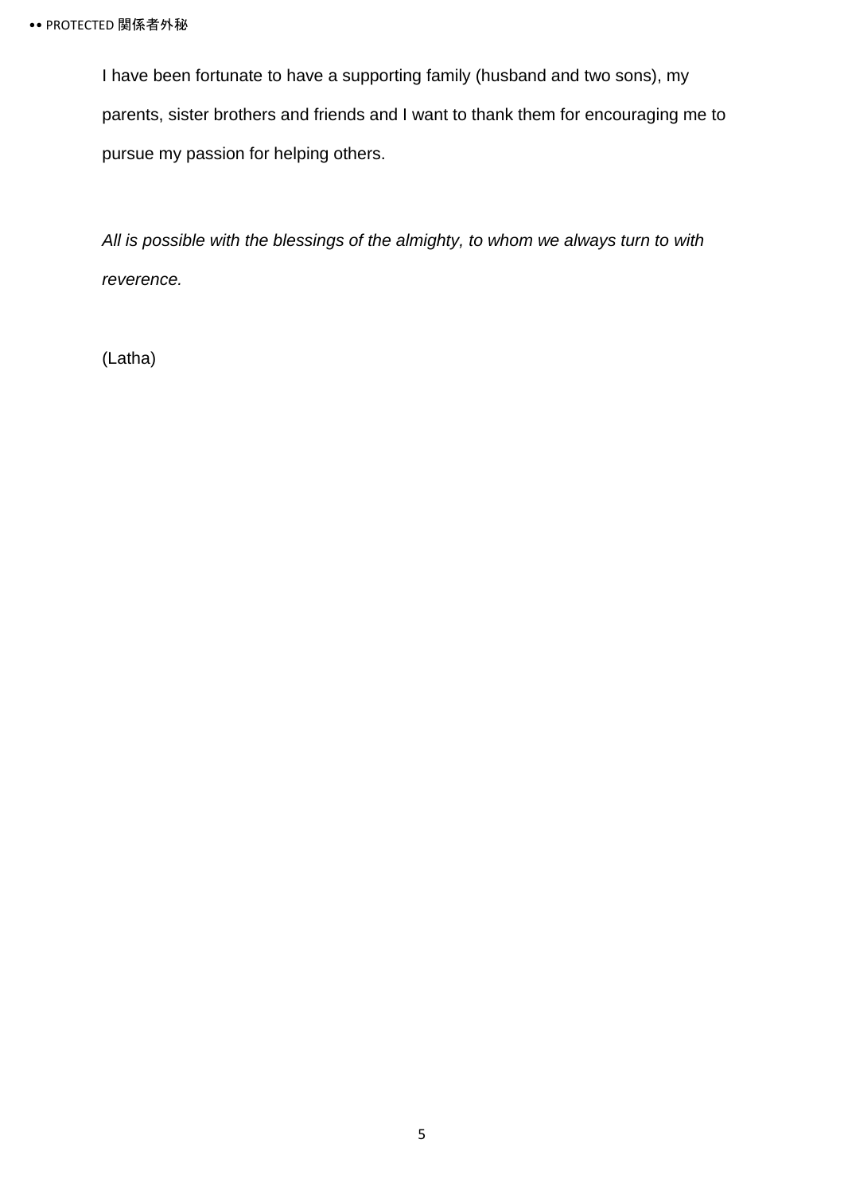I have been fortunate to have a supporting family (husband and two sons), my parents, sister brothers and friends and I want to thank them for encouraging me to pursue my passion for helping others.

*All is possible with the blessings of the almighty, to whom we always turn to with reverence.*

(Latha)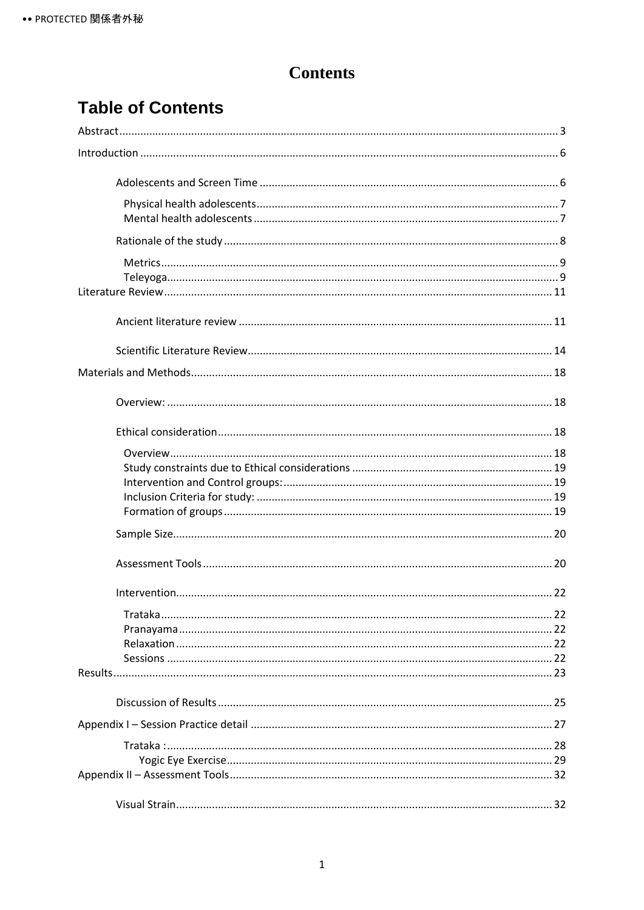# Contents

## Table of Contents

Abstract ........ 3

Introduction ........ 6

- Adolescents and Screen Time ........ 6
  - Physical health adolescents ........ 7
  - Mental health adolescents ........ 7
- Rationale of the study ........ 8
  - Metrics ........ 9
  - Teleyoga ........ 9

Literature Review ........ 11

- Ancient literature review ........ 11
- Scientific Literature Review ........ 14

Materials and Methods ........ 18

- Overview: ........ 18
- Ethical consideration ........ 18
  - Overview ........ 18
  - Study constraints due to Ethical considerations ........ 19
  - Intervention and Control groups: ........ 19
  - Inclusion Criteria for study: ........ 19
  - Formation of groups ........ 19
- Sample Size ........ 20
- Assessment Tools ........ 20
- Intervention ........ 22
  - Trataka ........ 22
  - Pranayama ........ 22
  - Relaxation ........ 22
  - Sessions ........ 22

Results ........ 23

- Discussion of Results ........ 25

Appendix I – Session Practice detail ........ 27

- Trataka : ........ 28
  - Yogic Eye Exercise ........ 29

Appendix II – Assessment Tools ........ 32

- Visual Strain ........ 32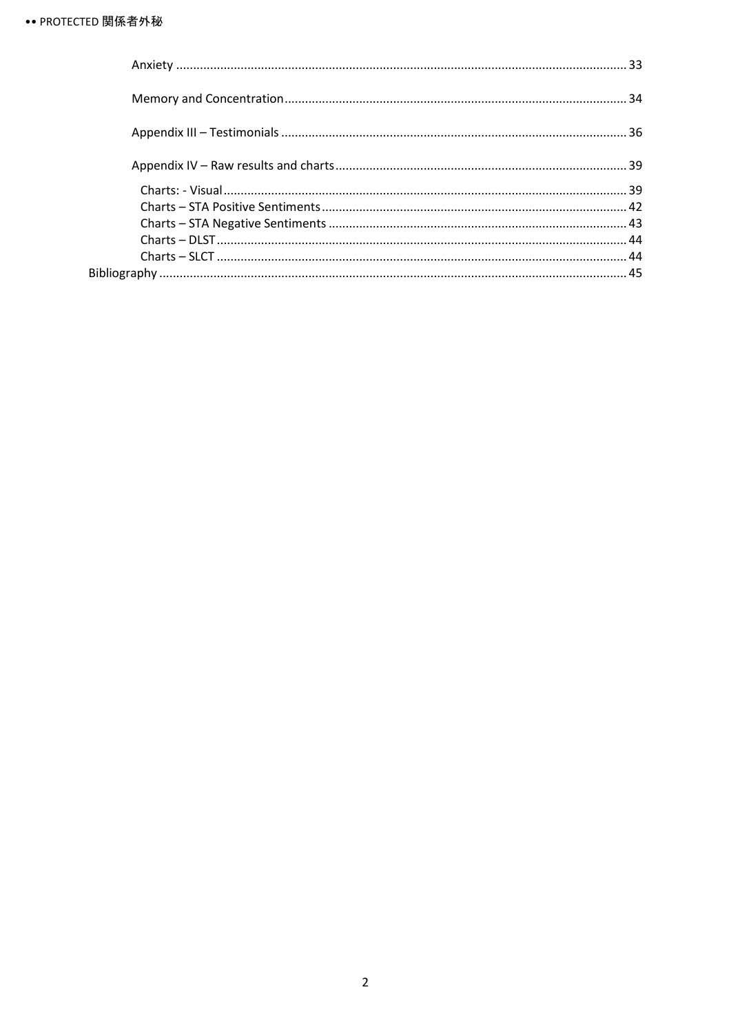Anxiety ........................................................................................................................ 33

Memory and Concentration.................................................................................................... 34

Appendix III – Testimonials ...................................................................................................... 36

Appendix IV – Raw results and charts..................................................................................... 39

Charts: - Visual....................................................................................................................... 39
Charts – STA Positive Sentiments.......................................................................................... 42
Charts – STA Negative Sentiments ........................................................................................ 43
Charts – DLST......................................................................................................................... 44
Charts – SLCT ......................................................................................................................... 44
Bibliography ............................................................................................................................. 45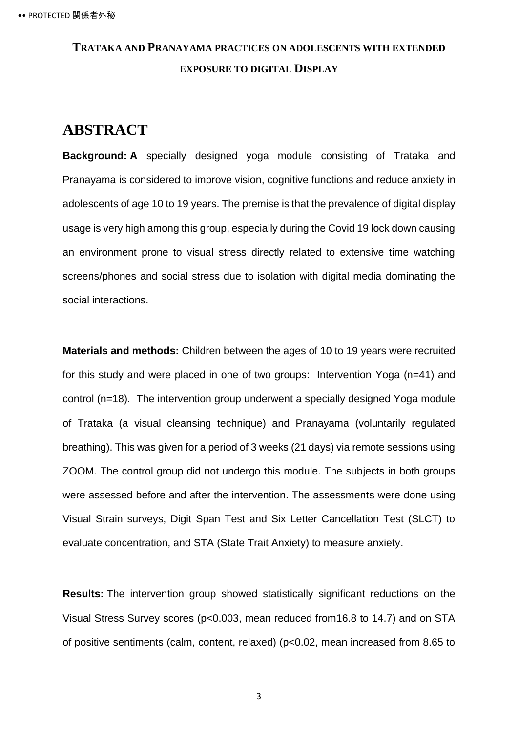**TRATAKA AND PRANAYAMA PRACTICES ON ADOLESCENTS WITH EXTENDED EXPOSURE TO DIGITAL DISPLAY**

# ABSTRACT

**Background: A** specially designed yoga module consisting of Trataka and Pranayama is considered to improve vision, cognitive functions and reduce anxiety in adolescents of age 10 to 19 years. The premise is that the prevalence of digital display usage is very high among this group, especially during the Covid 19 lock down causing an environment prone to visual stress directly related to extensive time watching screens/phones and social stress due to isolation with digital media dominating the social interactions.

**Materials and methods:** Children between the ages of 10 to 19 years were recruited for this study and were placed in one of two groups: Intervention Yoga (n=41) and control (n=18). The intervention group underwent a specially designed Yoga module of Trataka (a visual cleansing technique) and Pranayama (voluntarily regulated breathing). This was given for a period of 3 weeks (21 days) via remote sessions using ZOOM. The control group did not undergo this module. The subjects in both groups were assessed before and after the intervention. The assessments were done using Visual Strain surveys, Digit Span Test and Six Letter Cancellation Test (SLCT) to evaluate concentration, and STA (State Trait Anxiety) to measure anxiety.

**Results:** The intervention group showed statistically significant reductions on the Visual Stress Survey scores ($p<0.003$, mean reduced from16.8 to 14.7) and on STA of positive sentiments (calm, content, relaxed) ($p<0.02$, mean increased from 8.65 to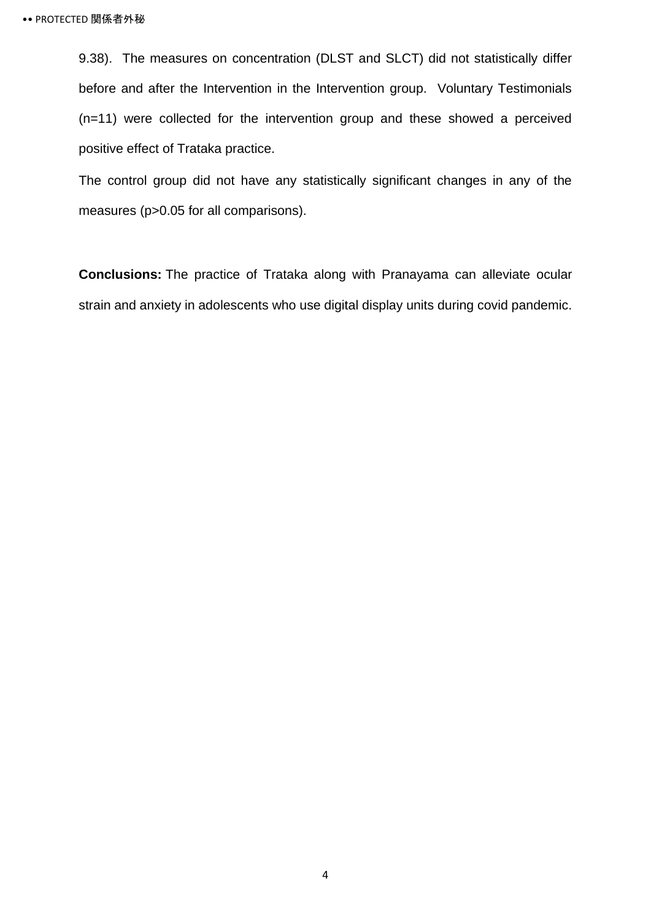9.38). The measures on concentration (DLST and SLCT) did not statistically differ before and after the Intervention in the Intervention group. Voluntary Testimonials (n=11) were collected for the intervention group and these showed a perceived positive effect of Trataka practice.

The control group did not have any statistically significant changes in any of the measures ($p>0.05$ for all comparisons).

**Conclusions:** The practice of Trataka along with Pranayama can alleviate ocular strain and anxiety in adolescents who use digital display units during covid pandemic.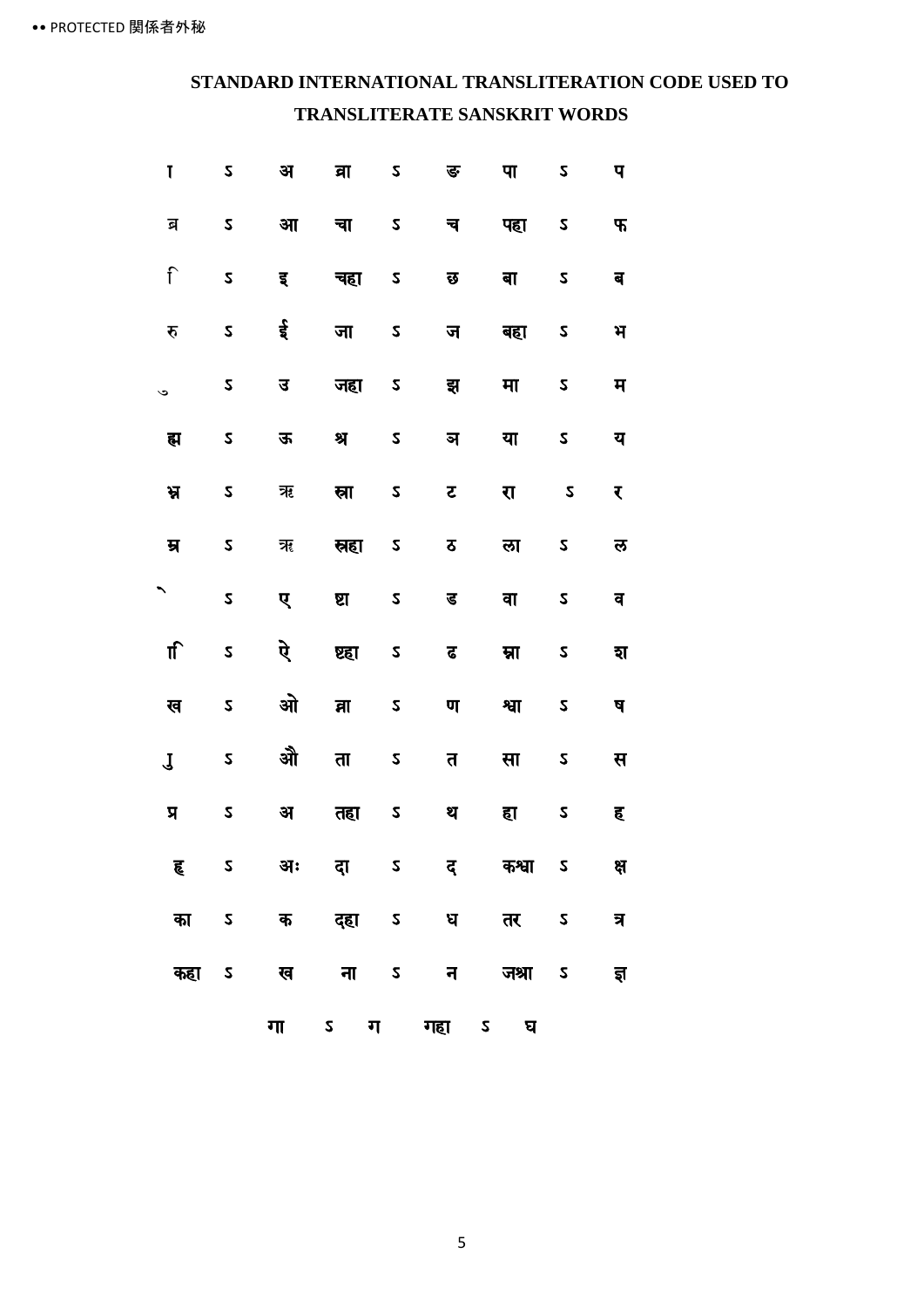## STANDARD INTERNATIONAL TRANSLITERATION CODE USED TO TRANSLITERATE SANSKRIT WORDS

| | | | | | | | | |
|---|---|---|---|---|---|---|---|---|
| ा | ऽ | अ | ङा | ऽ | ङ | पा | ऽ | प |
| ब्र | ऽ | आ | चा | ऽ | च | पहा | ऽ | फ |
| ि | ऽ | इ | चहा | ऽ | छ | बा | ऽ | ब |
| रु | ऽ | ई | जा | ऽ | ज | बहा | ऽ | भ |
| ु | ऽ | उ | जहा | ऽ | झ | मा | ऽ | म |
| ह्म | ऽ | ऊ | श्र | ऽ | ञ | या | ऽ | य |
| भ्न | ऽ | ऋ | स्रा | ऽ | ट | रा | ऽ | र |
| म्र | ऽ | ॠ | स्रहा | ऽ | ठ | ला | ऽ | ल |
| ॆ | ऽ | ए | ष्टा | ऽ | ड | वा | ऽ | व |
| ाि | ऽ | ऐ | ष्टहा | ऽ | ढ | म्रा | ऽ | श |
| ख | ऽ | ओ | न्ना | ऽ | ण | श्वा | ऽ | ष |
| ु | ऽ | औ | ता | ऽ | त | सा | ऽ | स |
| प्र | ऽ | अं | तहा | ऽ | थ | हा | ऽ | ह |
| हृ | ऽ | अः | दा | ऽ | द | कश्वा | ऽ | क्ष |
| का | ऽ | क | दहा | ऽ | ध | तर | ऽ | त्र |
| कहा | ऽ | ख | ना | ऽ | न | जश्रा | ऽ | ज्ञ |

गा ऽ ग गहा ऽ घ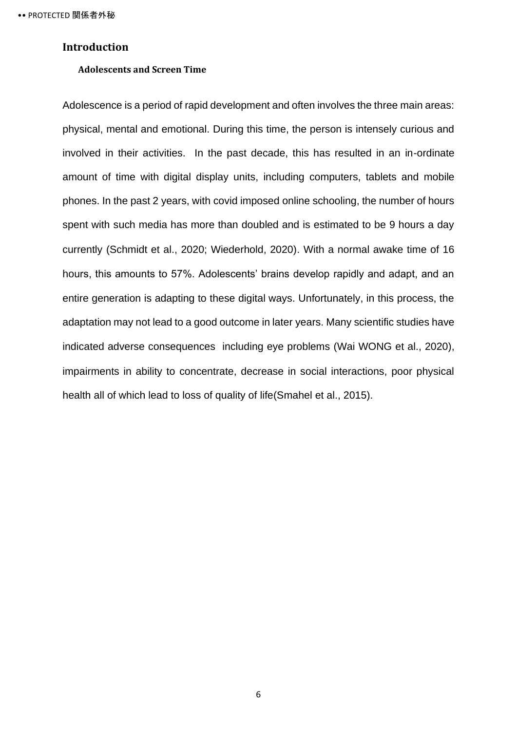# Introduction

## Adolescents and Screen Time

Adolescence is a period of rapid development and often involves the three main areas: physical, mental and emotional. During this time, the person is intensely curious and involved in their activities. In the past decade, this has resulted in an in-ordinate amount of time with digital display units, including computers, tablets and mobile phones. In the past 2 years, with covid imposed online schooling, the number of hours spent with such media has more than doubled and is estimated to be 9 hours a day currently (Schmidt et al., 2020; Wiederhold, 2020). With a normal awake time of 16 hours, this amounts to 57%. Adolescents' brains develop rapidly and adapt, and an entire generation is adapting to these digital ways. Unfortunately, in this process, the adaptation may not lead to a good outcome in later years. Many scientific studies have indicated adverse consequences including eye problems (Wai WONG et al., 2020), impairments in ability to concentrate, decrease in social interactions, poor physical health all of which lead to loss of quality of life(Smahel et al., 2015).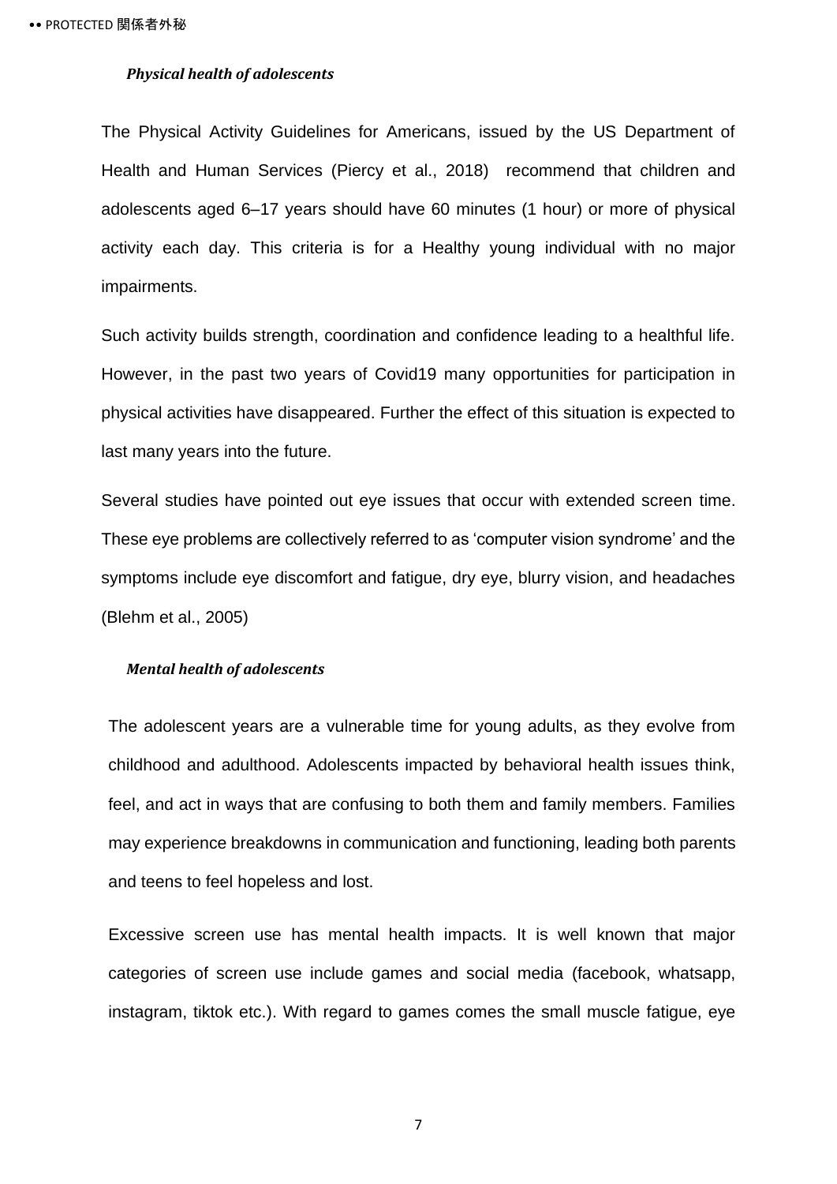### *Physical health of adolescents*

The Physical Activity Guidelines for Americans, issued by the US Department of Health and Human Services (Piercy et al., 2018) recommend that children and adolescents aged 6–17 years should have 60 minutes (1 hour) or more of physical activity each day. This criteria is for a Healthy young individual with no major impairments.

Such activity builds strength, coordination and confidence leading to a healthful life. However, in the past two years of Covid19 many opportunities for participation in physical activities have disappeared. Further the effect of this situation is expected to last many years into the future.

Several studies have pointed out eye issues that occur with extended screen time. These eye problems are collectively referred to as 'computer vision syndrome' and the symptoms include eye discomfort and fatigue, dry eye, blurry vision, and headaches (Blehm et al., 2005)

### *Mental health of adolescents*

The adolescent years are a vulnerable time for young adults, as they evolve from childhood and adulthood. Adolescents impacted by behavioral health issues think, feel, and act in ways that are confusing to both them and family members. Families may experience breakdowns in communication and functioning, leading both parents and teens to feel hopeless and lost.

Excessive screen use has mental health impacts. It is well known that major categories of screen use include games and social media (facebook, whatsapp, instagram, tiktok etc.). With regard to games comes the small muscle fatigue, eye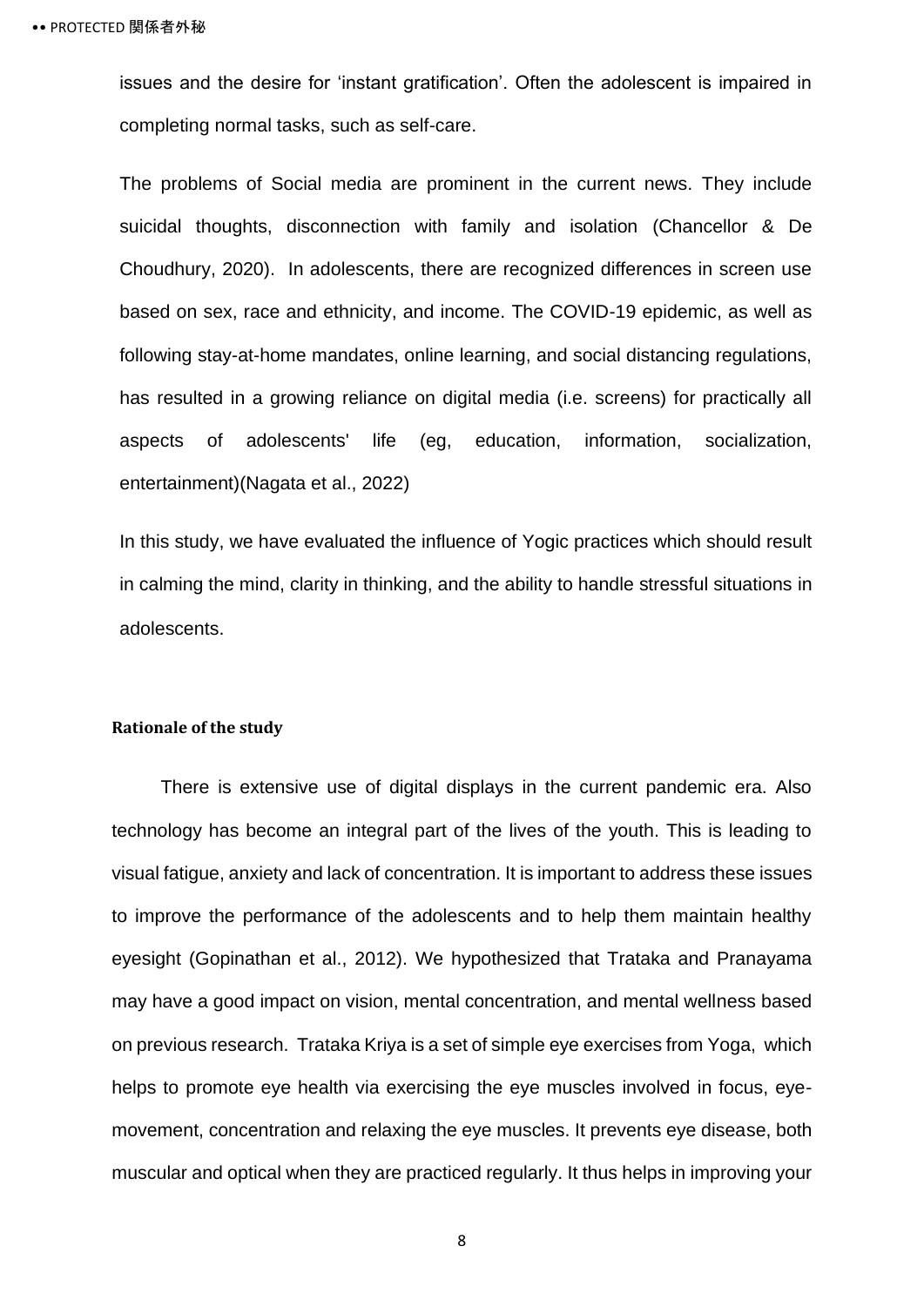issues and the desire for 'instant gratification'. Often the adolescent is impaired in completing normal tasks, such as self-care.

The problems of Social media are prominent in the current news. They include suicidal thoughts, disconnection with family and isolation (Chancellor & De Choudhury, 2020). In adolescents, there are recognized differences in screen use based on sex, race and ethnicity, and income. The COVID-19 epidemic, as well as following stay-at-home mandates, online learning, and social distancing regulations, has resulted in a growing reliance on digital media (i.e. screens) for practically all aspects of adolescents' life (eg, education, information, socialization, entertainment)(Nagata et al., 2022)

In this study, we have evaluated the influence of Yogic practices which should result in calming the mind, clarity in thinking, and the ability to handle stressful situations in adolescents.

**Rationale of the study**

There is extensive use of digital displays in the current pandemic era. Also technology has become an integral part of the lives of the youth. This is leading to visual fatigue, anxiety and lack of concentration. It is important to address these issues to improve the performance of the adolescents and to help them maintain healthy eyesight (Gopinathan et al., 2012). We hypothesized that Trataka and Pranayama may have a good impact on vision, mental concentration, and mental wellness based on previous research. Trataka Kriya is a set of simple eye exercises from Yoga, which helps to promote eye health via exercising the eye muscles involved in focus, eye-movement, concentration and relaxing the eye muscles. It prevents eye disease, both muscular and optical when they are practiced regularly. It thus helps in improving your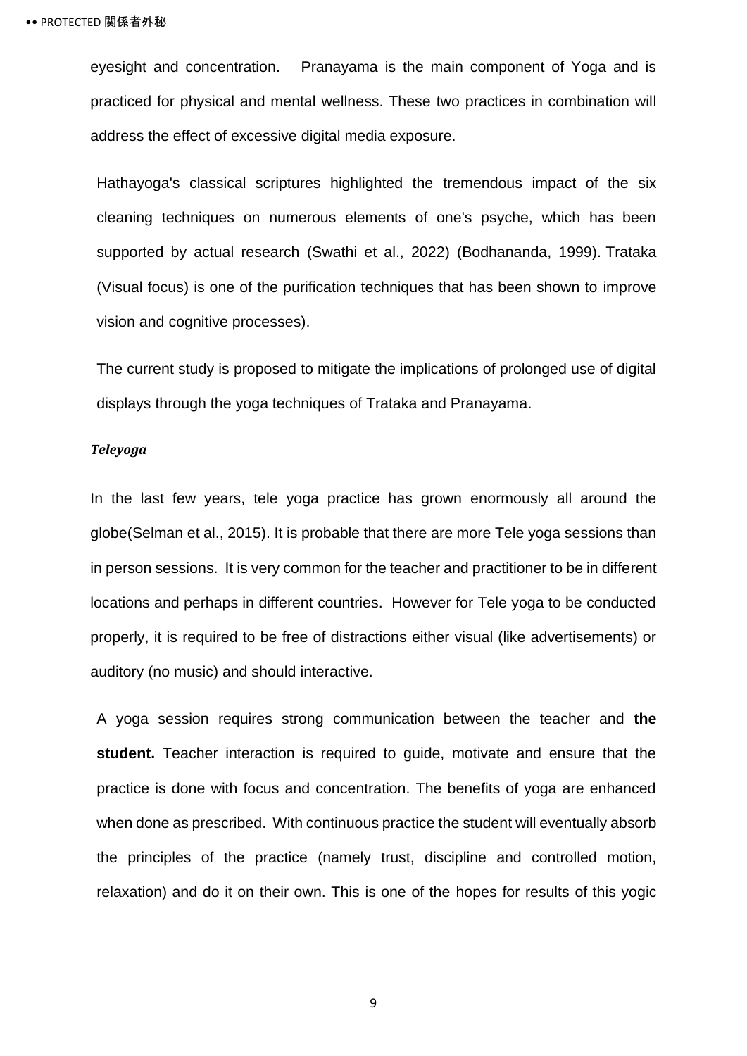eyesight and concentration. Pranayama is the main component of Yoga and is practiced for physical and mental wellness. These two practices in combination will address the effect of excessive digital media exposure.

Hathayoga's classical scriptures highlighted the tremendous impact of the six cleaning techniques on numerous elements of one's psyche, which has been supported by actual research (Swathi et al., 2022) (Bodhananda, 1999). Trataka (Visual focus) is one of the purification techniques that has been shown to improve vision and cognitive processes).

The current study is proposed to mitigate the implications of prolonged use of digital displays through the yoga techniques of Trataka and Pranayama.

***Teleyoga***

In the last few years, tele yoga practice has grown enormously all around the globe(Selman et al., 2015). It is probable that there are more Tele yoga sessions than in person sessions. It is very common for the teacher and practitioner to be in different locations and perhaps in different countries. However for Tele yoga to be conducted properly, it is required to be free of distractions either visual (like advertisements) or auditory (no music) and should interactive.

A yoga session requires strong communication between the teacher and **the student.** Teacher interaction is required to guide, motivate and ensure that the practice is done with focus and concentration. The benefits of yoga are enhanced when done as prescribed. With continuous practice the student will eventually absorb the principles of the practice (namely trust, discipline and controlled motion, relaxation) and do it on their own. This is one of the hopes for results of this yogic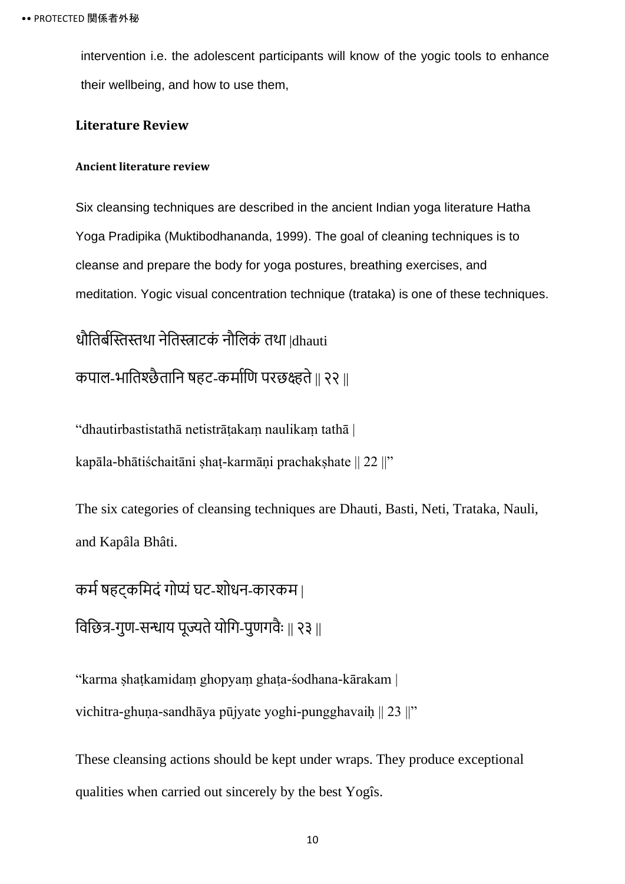intervention i.e. the adolescent participants will know of the yogic tools to enhance their wellbeing, and how to use them,

## Literature Review

### Ancient literature review

Six cleansing techniques are described in the ancient Indian yoga literature Hatha Yoga Pradipika (Muktibodhananda, 1999). The goal of cleaning techniques is to cleanse and prepare the body for yoga postures, breathing exercises, and meditation. Yogic visual concentration technique (trataka) is one of these techniques.

धौतिर्बस्तिस्तथा नेतिस्त्राटकं नौलिकं तथा |dhauti

कपाल-भातिश्छैतानि षहट-कर्माणि परछक्ष्हते || २२ ||

"dhautirbastistathā netistrāṭakaṃ naulikaṃ tathā |

kapāla-bhātiśchaitāni ṣhaṭ-karmāṇi prachakṣhate || 22 ||"

The six categories of cleansing techniques are Dhauti, Basti, Neti, Trataka, Nauli, and Kapâla Bhâti.

कर्म षहट्कमिदं गोप्यं घट-शोधन-कारकम |

विछित्र-गुण-सन्धाय पूज्यते योगि-पुणगवैः || २३ ||

"karma ṣhaṭkamidaṃ ghopyaṃ ghaṭa-śodhana-kārakam |

vichitra-ghuṇa-sandhāya pūjyate yoghi-pungghavaiḥ || 23 ||"

These cleansing actions should be kept under wraps. They produce exceptional qualities when carried out sincerely by the best Yogîs.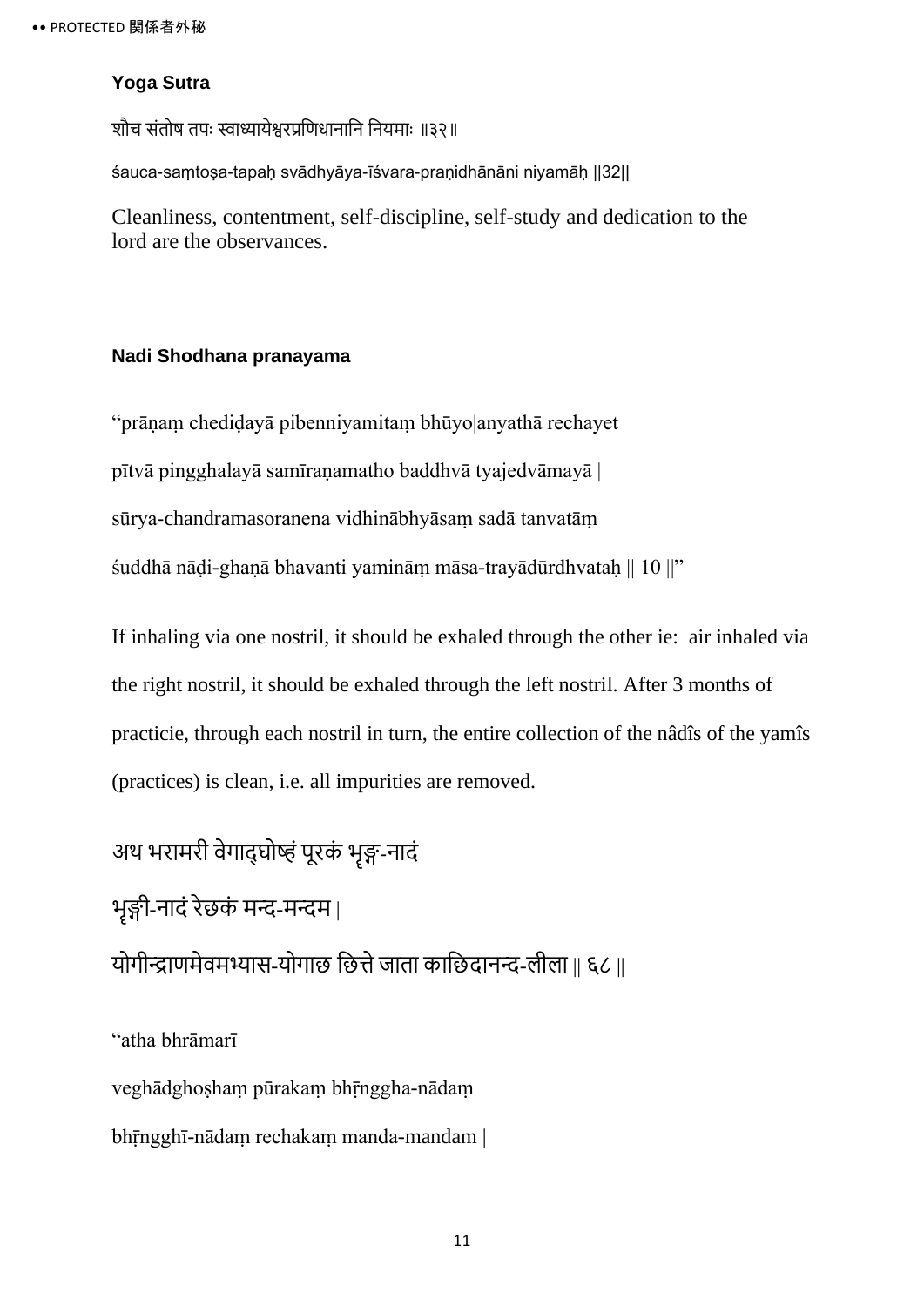**Yoga Sutra**

शौच संतोष तपः स्वाध्यायेश्वरप्रणिधानानि नियमाः ॥३२॥

śauca-saṃtoṣa-tapaḥ svādhyāya-īśvara-praṇidhānāni niyamāḥ ||32||

Cleanliness, contentment, self-discipline, self-study and dedication to the lord are the observances.

**Nadi Shodhana pranayama**

"prāṇaṃ chediḍayā pibenniyamitaṃ bhūyo|anyathā rechayet

pītvā pingghalayā samīraṇamatho baddhvā tyajedvāmayā |

sūrya-chandramasoranena vidhinābhyāsaṃ sadā tanvatāṃ

śuddhā nāḍi-ghaṇā bhavanti yamināṃ māsa-trayādūrdhvataḥ || 10 ||"

If inhaling via one nostril, it should be exhaled through the other ie: air inhaled via the right nostril, it should be exhaled through the left nostril. After 3 months of practicie, through each nostril in turn, the entire collection of the nâdîs of the yamîs (practices) is clean, i.e. all impurities are removed.

अथ भरामरी वेगाद्घोष्हं पूरकं भृङ्ग-नादं

भृङ्गी-नादं रेछकं मन्द-मन्दम |

योगीन्द्राणमेवमभ्यास-योगाछ छित्ते जाता काछिदानन्द-लीला || ६८ ||

"atha bhrāmarī

veghādghoṣhaṃ pūrakaṃ bhṛnggha-nādaṃ

bhṛngghī-nādaṃ rechakaṃ manda-mandam |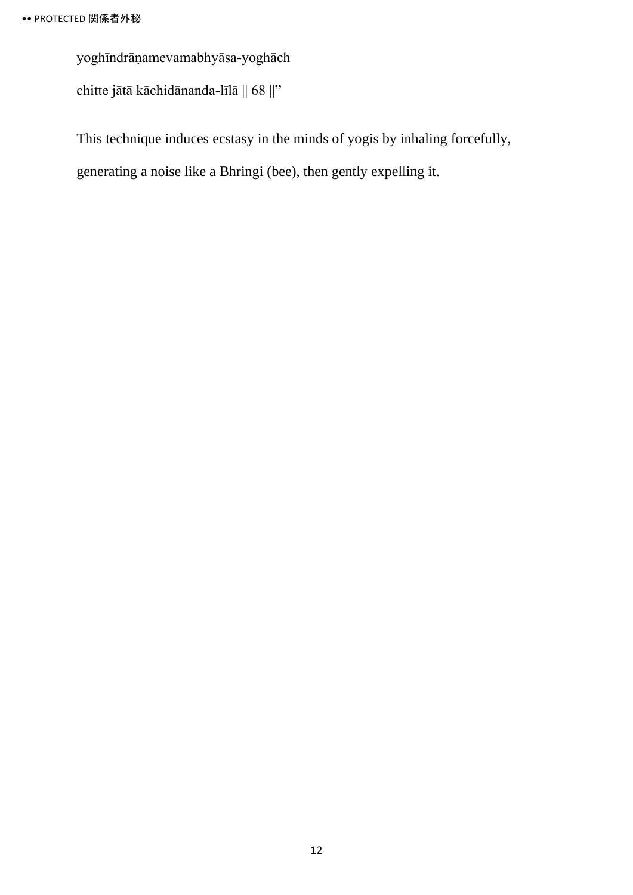yoghīndrāṇamevamabhyāsa-yoghāch

chitte jātā kāchidānanda-līlā || 68 ||"

This technique induces ecstasy in the minds of yogis by inhaling forcefully, generating a noise like a Bhringi (bee), then gently expelling it.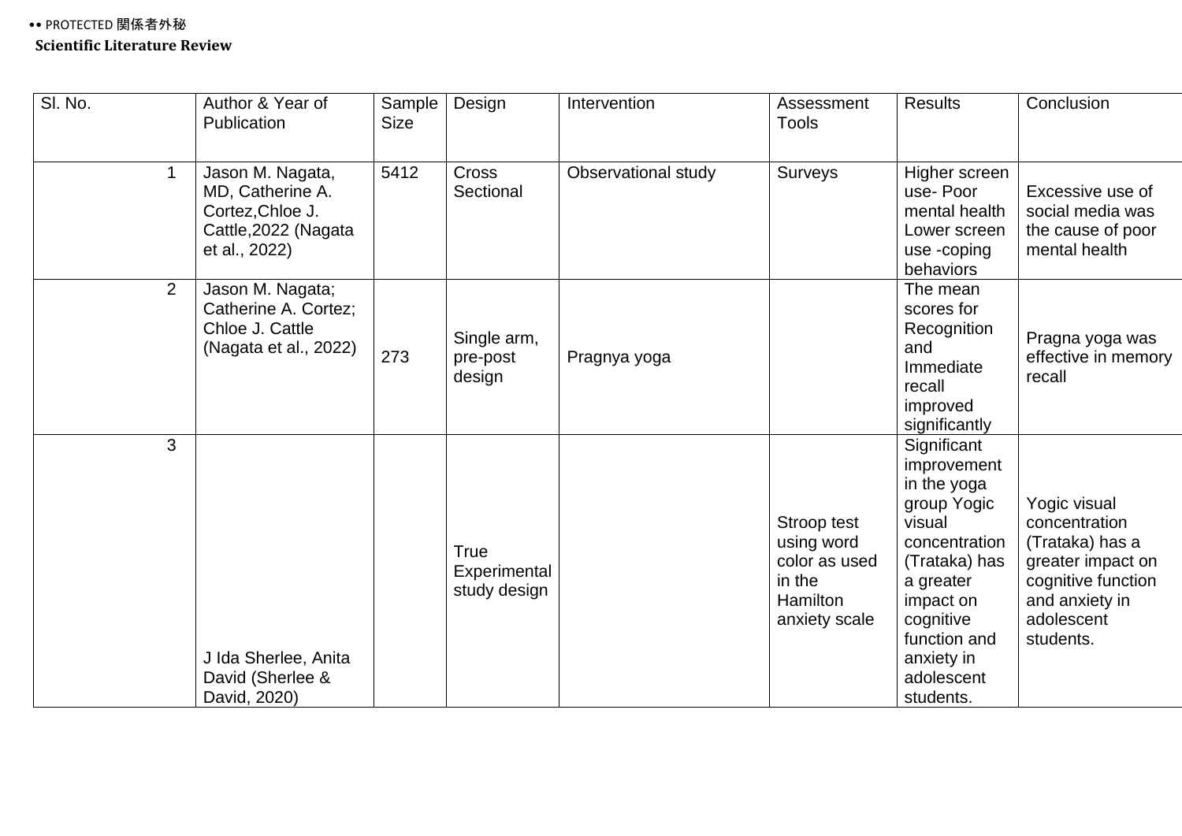**Scientific Literature Review**

| Sl. No. | Author & Year of Publication | Sample Size | Design | Intervention | Assessment Tools | Results | Conclusion |
|---|---|---|---|---|---|---|---|
| 1 | Jason M. Nagata, MD, Catherine A. Cortez,Chloe J. Cattle,2022 (Nagata et al., 2022) | 5412 | Cross Sectional | Observational study | Surveys | Higher screen use- Poor mental health Lower screen use -coping behaviors | Excessive use of social media was the cause of poor mental health |
| 2 | Jason M. Nagata; Catherine A. Cortez; Chloe J. Cattle (Nagata et al., 2022) | 273 | Single arm, pre-post design | Pragnya yoga | | The mean scores for Recognition and Immediate recall improved significantly | Pragna yoga was effective in memory recall |
| 3 | J Ida Sherlee, Anita David (Sherlee & David, 2020) | | True Experimental study design | | Stroop test using word color as used in the Hamilton anxiety scale | Significant improvement in the yoga group Yogic visual concentration (Trataka) has a greater impact on cognitive function and anxiety in adolescent students. | Yogic visual concentration (Trataka) has a greater impact on cognitive function and anxiety in adolescent students. |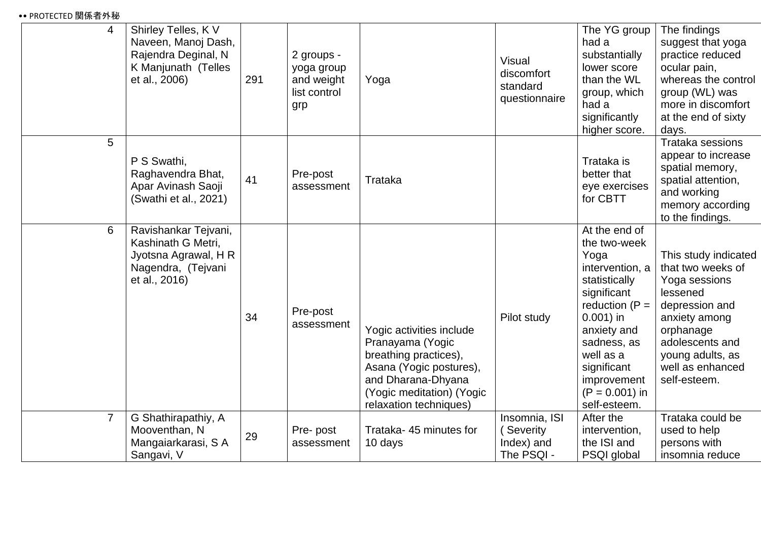| 4 | Shirley Telles, K V Naveen, Manoj Dash, Rajendra Deginal, N K Manjunath (Telles et al., 2006) | 291 | 2 groups - yoga group and weight list control grp | Yoga | Visual discomfort standard questionnaire | The YG group had a substantially lower score than the WL group, which had a significantly higher score. | The findings suggest that yoga practice reduced ocular pain, whereas the control group (WL) was more in discomfort at the end of sixty days. |
|---|---|---|---|---|---|---|---|
| 5 | P S Swathi, Raghavendra Bhat, Apar Avinash Saoji (Swathi et al., 2021) | 41 | Pre-post assessment | Trataka | | Trataka is better that eye exercises for CBTT | Trataka sessions appear to increase spatial memory, spatial attention, and working memory according to the findings. |
| 6 | Ravishankar Tejvani, Kashinath G Metri, Jyotsna Agrawal, H R Nagendra, (Tejvani et al., 2016) | 34 | Pre-post assessment | Yogic activities include Pranayama (Yogic breathing practices), Asana (Yogic postures), and Dharana-Dhyana (Yogic meditation) (Yogic relaxation techniques) | Pilot study | At the end of the two-week Yoga intervention, a statistically significant reduction ($P = 0.001$) in anxiety and sadness, as well as a significant improvement ($P = 0.001$) in self-esteem. | This study indicated that two weeks of Yoga sessions lessened depression and anxiety among orphanage adolescents and young adults, as well as enhanced self-esteem. |
| 7 | G Shathirapathiy, A Mooventhan, N Mangaiarkarasi, S A Sangavi, V | 29 | Pre- post assessment | Trataka- 45 minutes for 10 days | Insomnia, ISI ( Severity Index) and The PSQI - | After the intervention, the ISI and PSQI global | Trataka could be used to help persons with insomnia reduce |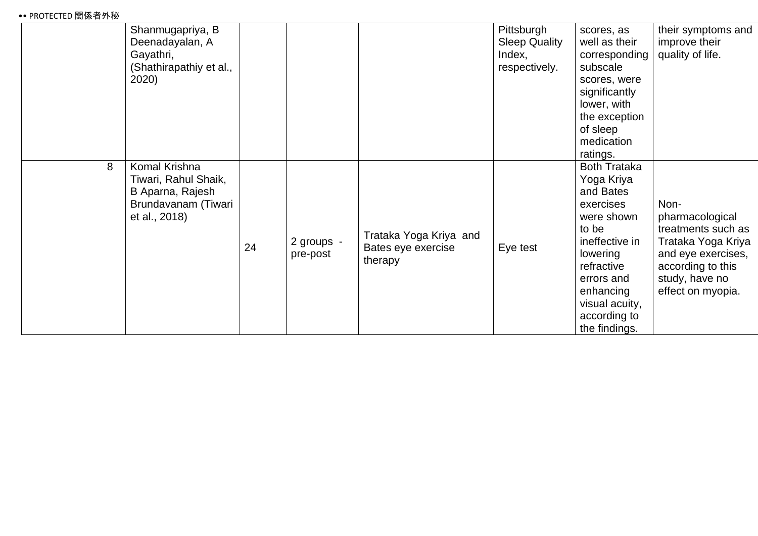| | | | | | | | |
|---|---|---|---|---|---|---|---|
| | Shanmugapriya, B Deenadayalan, A Gayathri, (Shathirapathiy et al., 2020) | | | | Pittsburgh Sleep Quality Index, respectively. | scores, as well as their corresponding subscale scores, were significantly lower, with the exception of sleep medication ratings. | their symptoms and improve their quality of life. |
| 8 | Komal Krishna Tiwari, Rahul Shaik, B Aparna, Rajesh Brundavanam (Tiwari et al., 2018) | 24 | 2 groups - pre-post | Trataka Yoga Kriya and Bates eye exercise therapy | Eye test | Both Trataka Yoga Kriya and Bates exercises were shown to be ineffective in lowering refractive errors and enhancing visual acuity, according to the findings. | Non-pharmacological treatments such as Trataka Yoga Kriya and eye exercises, according to this study, have no effect on myopia. |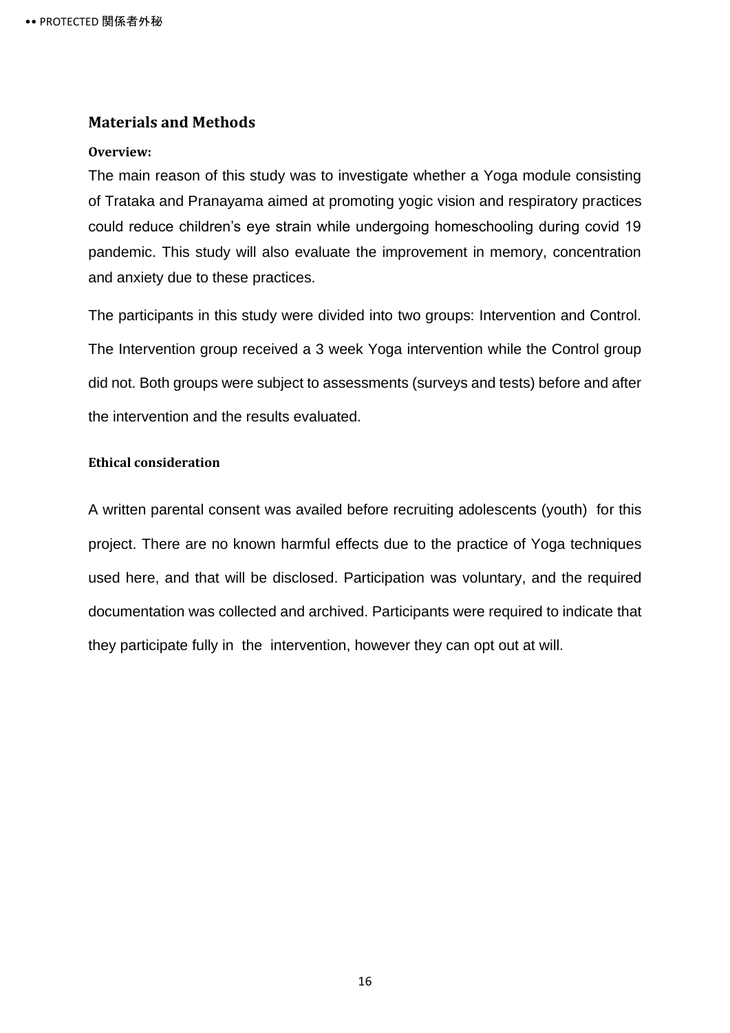## Materials and Methods

### Overview:

The main reason of this study was to investigate whether a Yoga module consisting of Trataka and Pranayama aimed at promoting yogic vision and respiratory practices could reduce children's eye strain while undergoing homeschooling during covid 19 pandemic. This study will also evaluate the improvement in memory, concentration and anxiety due to these practices.

The participants in this study were divided into two groups: Intervention and Control. The Intervention group received a 3 week Yoga intervention while the Control group did not. Both groups were subject to assessments (surveys and tests) before and after the intervention and the results evaluated.

### Ethical consideration

A written parental consent was availed before recruiting adolescents (youth) for this project. There are no known harmful effects due to the practice of Yoga techniques used here, and that will be disclosed. Participation was voluntary, and the required documentation was collected and archived. Participants were required to indicate that they participate fully in the intervention, however they can opt out at will.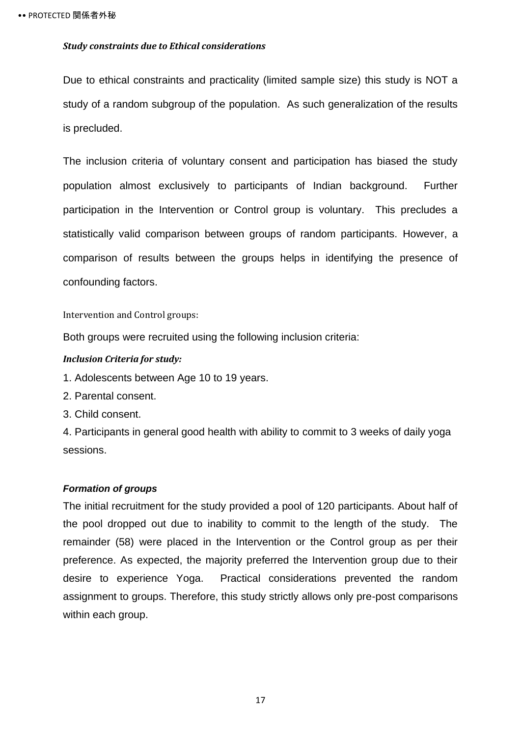***Study constraints due to Ethical considerations***

Due to ethical constraints and practicality (limited sample size) this study is NOT a study of a random subgroup of the population. As such generalization of the results is precluded.

The inclusion criteria of voluntary consent and participation has biased the study population almost exclusively to participants of Indian background. Further participation in the Intervention or Control group is voluntary. This precludes a statistically valid comparison between groups of random participants. However, a comparison of results between the groups helps in identifying the presence of confounding factors.

Intervention and Control groups:

Both groups were recruited using the following inclusion criteria:

***Inclusion Criteria for study:***

1. Adolescents between Age 10 to 19 years.
2. Parental consent.
3. Child consent.
4. Participants in general good health with ability to commit to 3 weeks of daily yoga sessions.

***Formation of groups***

The initial recruitment for the study provided a pool of 120 participants. About half of the pool dropped out due to inability to commit to the length of the study. The remainder (58) were placed in the Intervention or the Control group as per their preference. As expected, the majority preferred the Intervention group due to their desire to experience Yoga. Practical considerations prevented the random assignment to groups. Therefore, this study strictly allows only pre-post comparisons within each group.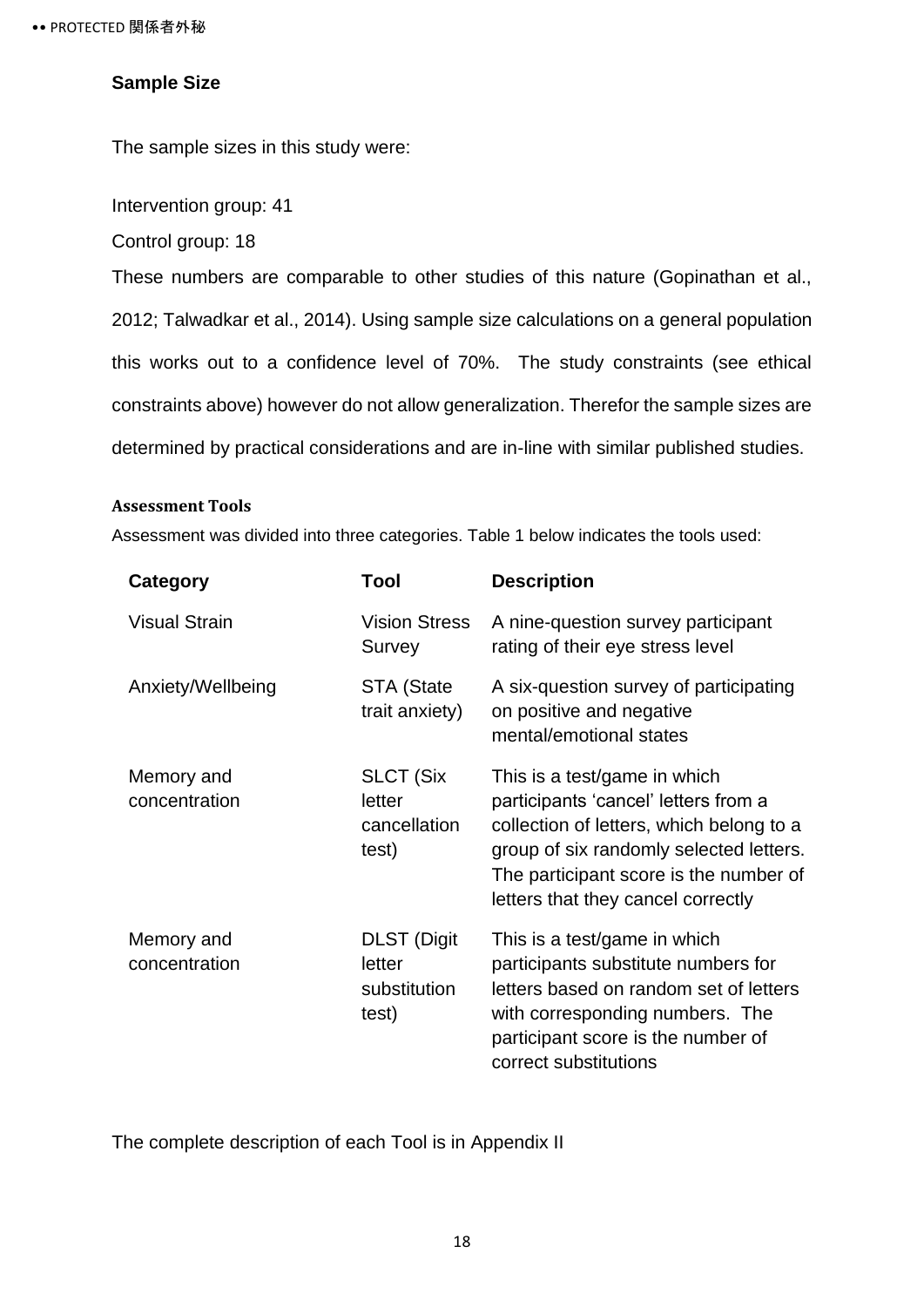## Sample Size

The sample sizes in this study were:

Intervention group: 41

Control group: 18

These numbers are comparable to other studies of this nature (Gopinathan et al., 2012; Talwadkar et al., 2014). Using sample size calculations on a general population this works out to a confidence level of 70%. The study constraints (see ethical constraints above) however do not allow generalization. Therefor the sample sizes are determined by practical considerations and are in-line with similar published studies.

### Assessment Tools

Assessment was divided into three categories. Table 1 below indicates the tools used:

| Category | Tool | Description |
| --- | --- | --- |
| Visual Strain | Vision Stress Survey | A nine-question survey participant rating of their eye stress level |
| Anxiety/Wellbeing | STA (State trait anxiety) | A six-question survey of participating on positive and negative mental/emotional states |
| Memory and concentration | SLCT (Six letter cancellation test) | This is a test/game in which participants 'cancel' letters from a collection of letters, which belong to a group of six randomly selected letters. The participant score is the number of letters that they cancel correctly |
| Memory and concentration | DLST (Digit letter substitution test) | This is a test/game in which participants substitute numbers for letters based on random set of letters with corresponding numbers. The participant score is the number of correct substitutions |

The complete description of each Tool is in Appendix II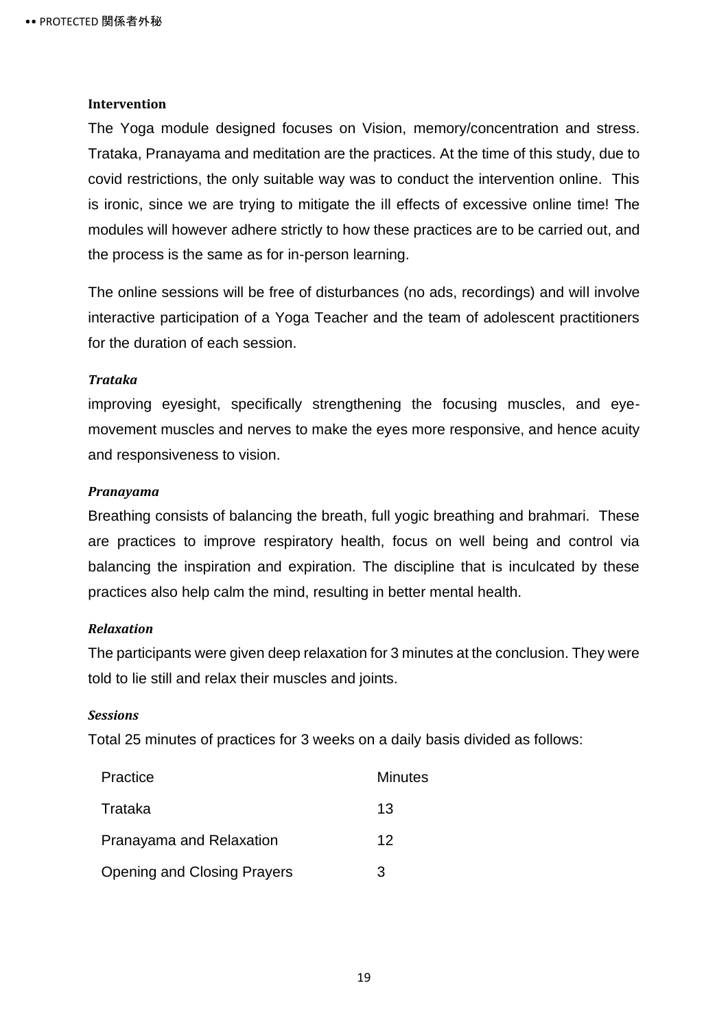**Intervention**

The Yoga module designed focuses on Vision, memory/concentration and stress. Trataka, Pranayama and meditation are the practices. At the time of this study, due to covid restrictions, the only suitable way was to conduct the intervention online. This is ironic, since we are trying to mitigate the ill effects of excessive online time! The modules will however adhere strictly to how these practices are to be carried out, and the process is the same as for in-person learning.

The online sessions will be free of disturbances (no ads, recordings) and will involve interactive participation of a Yoga Teacher and the team of adolescent practitioners for the duration of each session.

***Trataka***

improving eyesight, specifically strengthening the focusing muscles, and eye-movement muscles and nerves to make the eyes more responsive, and hence acuity and responsiveness to vision.

***Pranayama***

Breathing consists of balancing the breath, full yogic breathing and brahmari. These are practices to improve respiratory health, focus on well being and control via balancing the inspiration and expiration. The discipline that is inculcated by these practices also help calm the mind, resulting in better mental health.

***Relaxation***

The participants were given deep relaxation for 3 minutes at the conclusion. They were told to lie still and relax their muscles and joints.

***Sessions***

Total 25 minutes of practices for 3 weeks on a daily basis divided as follows:

| Practice | Minutes |
|---|---|
| Trataka | 13 |
| Pranayama and Relaxation | 12 |
| Opening and Closing Prayers | 3 |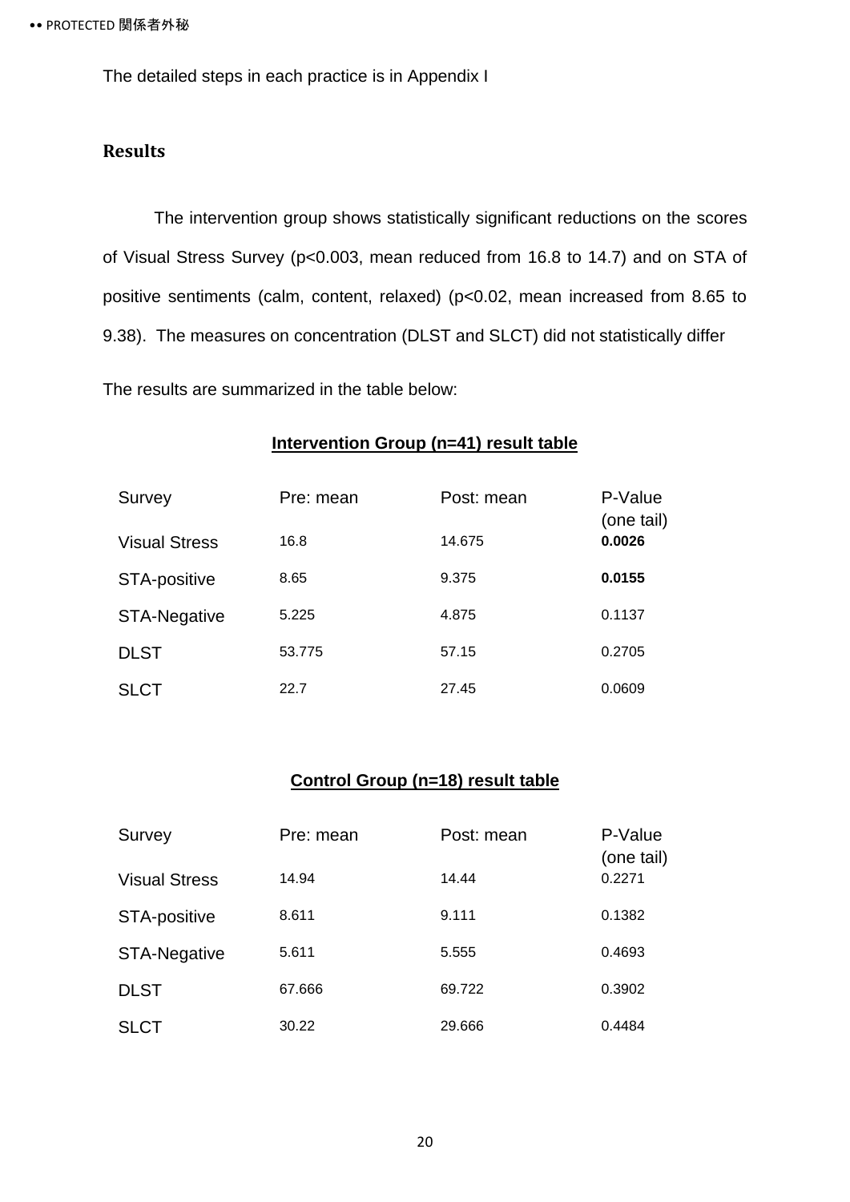The detailed steps in each practice is in Appendix I

## Results

The intervention group shows statistically significant reductions on the scores of Visual Stress Survey ($p<0.003$, mean reduced from 16.8 to 14.7) and on STA of positive sentiments (calm, content, relaxed) ($p<0.02$, mean increased from 8.65 to 9.38). The measures on concentration (DLST and SLCT) did not statistically differ

The results are summarized in the table below:

**Intervention Group (n=41) result table**

| Survey | Pre: mean | Post: mean | P-Value (one tail) |
|---|---|---|---|
| Visual Stress | 16.8 | 14.675 | **0.0026** |
| STA-positive | 8.65 | 9.375 | **0.0155** |
| STA-Negative | 5.225 | 4.875 | 0.1137 |
| DLST | 53.775 | 57.15 | 0.2705 |
| SLCT | 22.7 | 27.45 | 0.0609 |

**Control Group (n=18) result table**

| Survey | Pre: mean | Post: mean | P-Value (one tail) |
|---|---|---|---|
| Visual Stress | 14.94 | 14.44 | 0.2271 |
| STA-positive | 8.611 | 9.111 | 0.1382 |
| STA-Negative | 5.611 | 5.555 | 0.4693 |
| DLST | 67.666 | 69.722 | 0.3902 |
| SLCT | 30.22 | 29.666 | 0.4484 |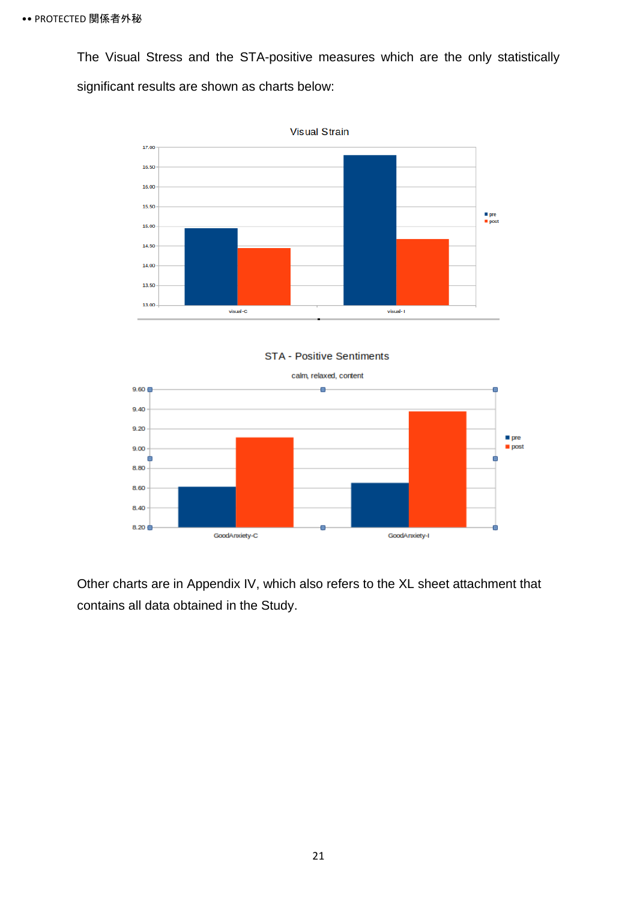The Visual Stress and the STA-positive measures which are the only statistically significant results are shown as charts below:

Other charts are in Appendix IV, which also refers to the XL sheet attachment that contains all data obtained in the Study.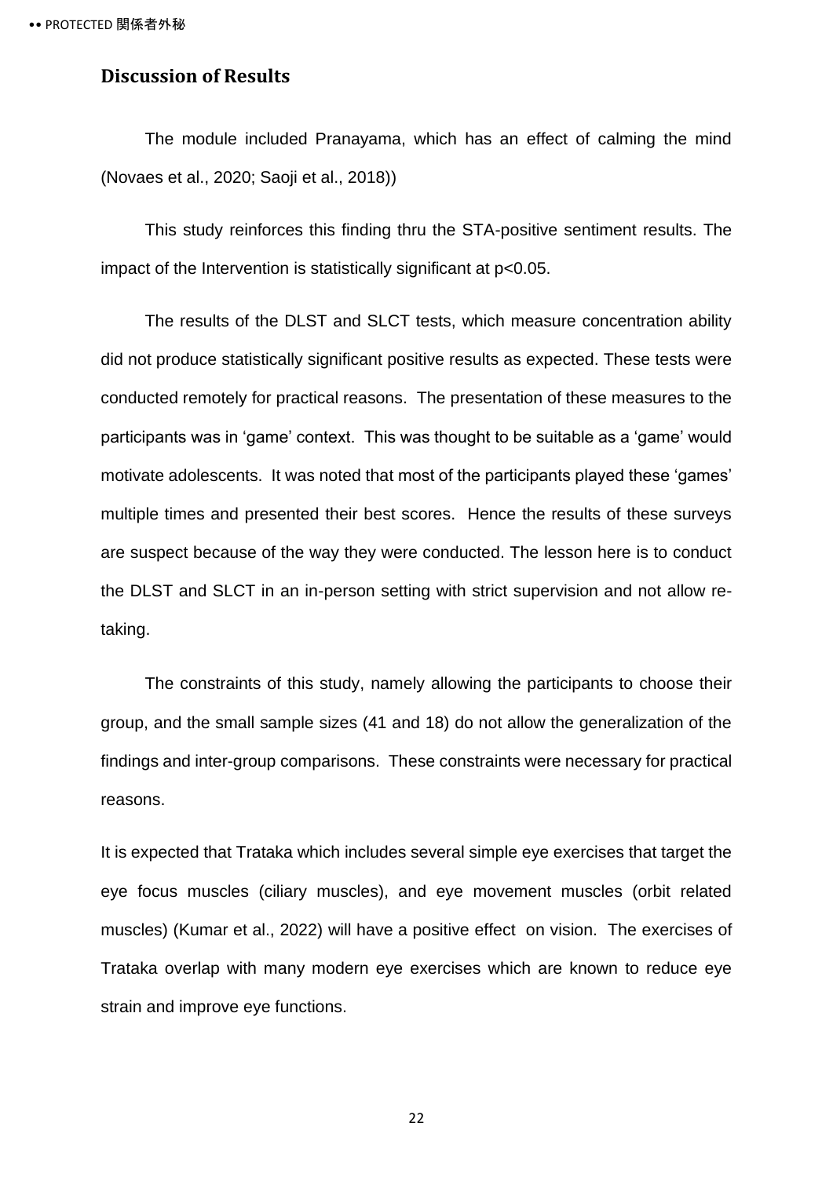## Discussion of Results

The module included Pranayama, which has an effect of calming the mind (Novaes et al., 2020; Saoji et al., 2018))

This study reinforces this finding thru the STA-positive sentiment results. The impact of the Intervention is statistically significant at $p<0.05$.

The results of the DLST and SLCT tests, which measure concentration ability did not produce statistically significant positive results as expected. These tests were conducted remotely for practical reasons. The presentation of these measures to the participants was in 'game' context. This was thought to be suitable as a 'game' would motivate adolescents. It was noted that most of the participants played these 'games' multiple times and presented their best scores. Hence the results of these surveys are suspect because of the way they were conducted. The lesson here is to conduct the DLST and SLCT in an in-person setting with strict supervision and not allow re-taking.

The constraints of this study, namely allowing the participants to choose their group, and the small sample sizes (41 and 18) do not allow the generalization of the findings and inter-group comparisons. These constraints were necessary for practical reasons.

It is expected that Trataka which includes several simple eye exercises that target the eye focus muscles (ciliary muscles), and eye movement muscles (orbit related muscles) (Kumar et al., 2022) will have a positive effect on vision. The exercises of Trataka overlap with many modern eye exercises which are known to reduce eye strain and improve eye functions.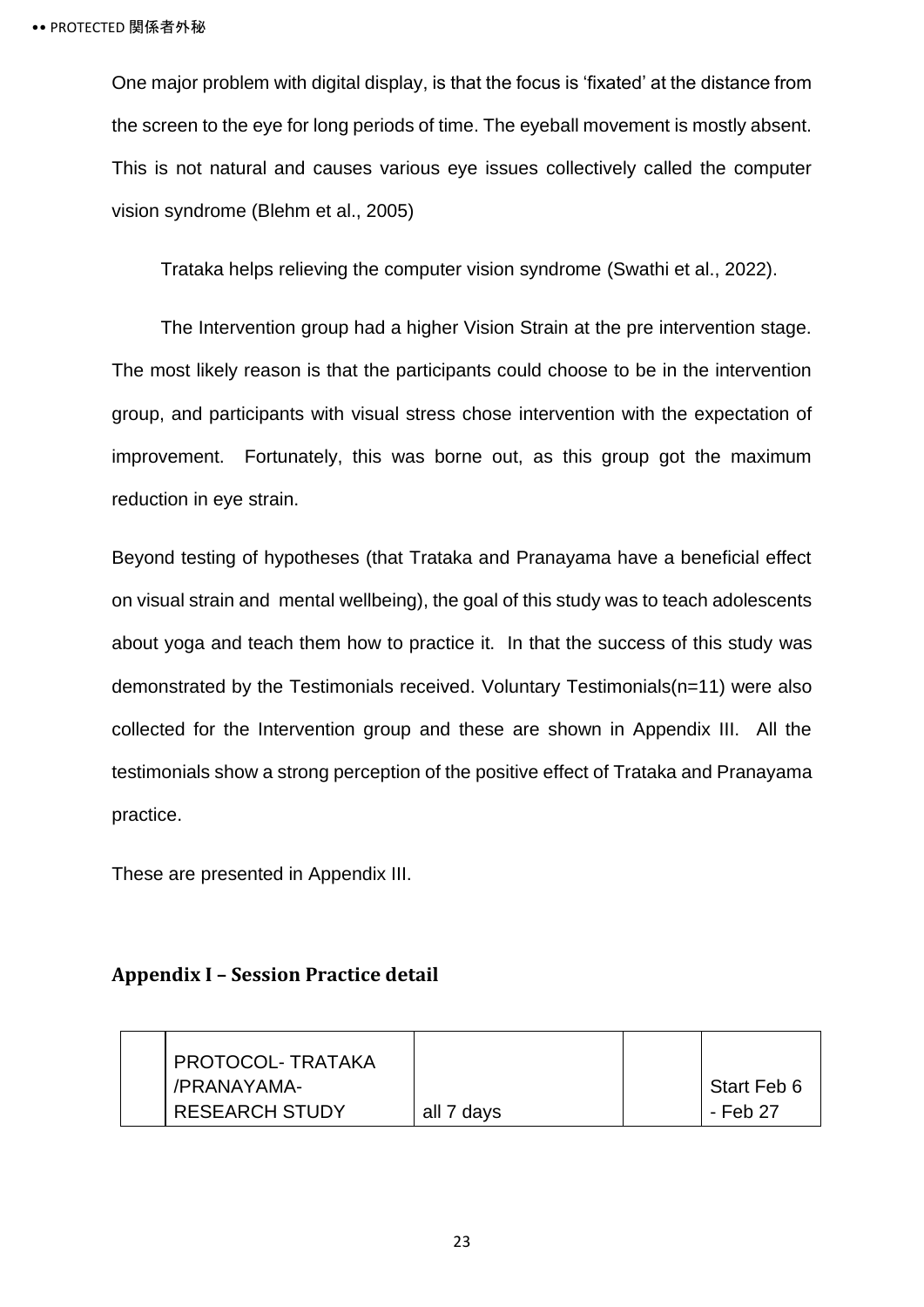One major problem with digital display, is that the focus is 'fixated' at the distance from the screen to the eye for long periods of time. The eyeball movement is mostly absent. This is not natural and causes various eye issues collectively called the computer vision syndrome (Blehm et al., 2005)

Trataka helps relieving the computer vision syndrome (Swathi et al., 2022).

The Intervention group had a higher Vision Strain at the pre intervention stage. The most likely reason is that the participants could choose to be in the intervention group, and participants with visual stress chose intervention with the expectation of improvement. Fortunately, this was borne out, as this group got the maximum reduction in eye strain.

Beyond testing of hypotheses (that Trataka and Pranayama have a beneficial effect on visual strain and mental wellbeing), the goal of this study was to teach adolescents about yoga and teach them how to practice it. In that the success of this study was demonstrated by the Testimonials received. Voluntary Testimonials(n=11) were also collected for the Intervention group and these are shown in Appendix III. All the testimonials show a strong perception of the positive effect of Trataka and Pranayama practice.

These are presented in Appendix III.

## Appendix I – Session Practice detail

| | PROTOCOL- TRATAKA /PRANAYAMA- RESEARCH STUDY | all 7 days | | Start Feb 6 - Feb 27 |
|---|---|---|---|---|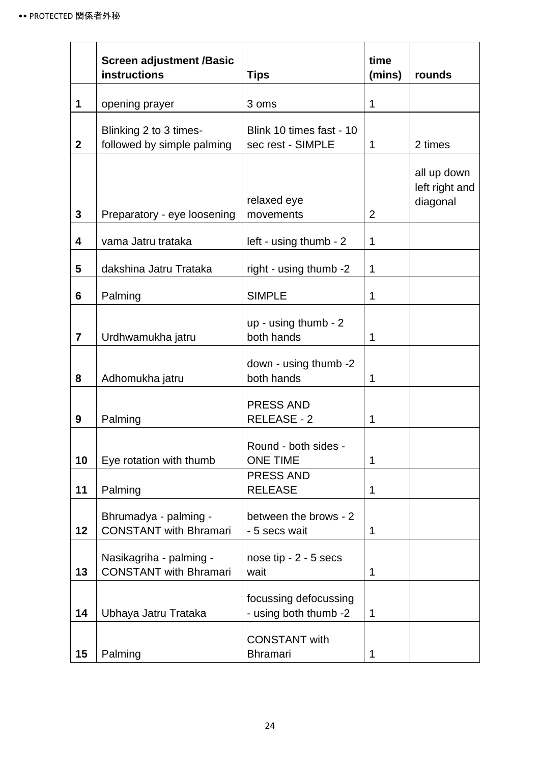| | Screen adjustment /Basic instructions | Tips | time (mins) | rounds |
|---|---|---|---|---|
| 1 | opening prayer | 3 oms | 1 | |
| 2 | Blinking 2 to 3 times- followed by simple palming | Blink 10 times fast - 10 sec rest - SIMPLE | 1 | 2 times |
| 3 | Preparatory - eye loosening | relaxed eye movements | 2 | all up down left right and diagonal |
| 4 | vama Jatru trataka | left - using thumb - 2 | 1 | |
| 5 | dakshina Jatru Trataka | right - using thumb -2 | 1 | |
| 6 | Palming | SIMPLE | 1 | |
| 7 | Urdhwamukha jatru | up - using thumb - 2 both hands | 1 | |
| 8 | Adhomukha jatru | down - using thumb -2 both hands | 1 | |
| 9 | Palming | PRESS AND RELEASE - 2 | 1 | |
| 10 | Eye rotation with thumb | Round - both sides - ONE TIME | 1 | |
| 11 | Palming | PRESS AND RELEASE | 1 | |
| 12 | Bhrumadya - palming - CONSTANT with Bhramari | between the brows - 2 - 5 secs wait | 1 | |
| 13 | Nasikagriha - palming - CONSTANT with Bhramari | nose tip - 2 - 5 secs wait | 1 | |
| 14 | Ubhaya Jatru Trataka | focussing defocussing - using both thumb -2 | 1 | |
| 15 | Palming | CONSTANT with Bhramari | 1 | |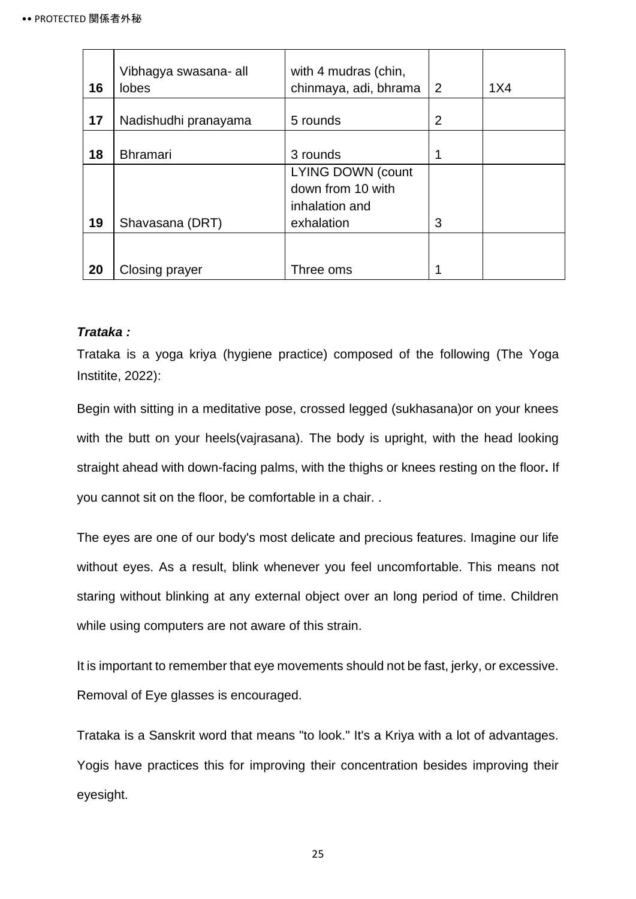| | | | | |
|---|---|---|---|---|
| 16 | Vibhagya swasana- all lobes | with 4 mudras (chin, chinmaya, adi, bhrama | 2 | 1X4 |
| 17 | Nadishudhi pranayama | 5 rounds | 2 | |
| 18 | Bhramari | 3 rounds | 1 | |
| 19 | Shavasana (DRT) | LYING DOWN (count down from 10 with inhalation and exhalation | 3 | |
| 20 | Closing prayer | Three oms | 1 | |

***Trataka :***

Trataka is a yoga kriya (hygiene practice) composed of the following (The Yoga Institite, 2022):

Begin with sitting in a meditative pose, crossed legged (sukhasana)or on your knees with the butt on your heels(vajrasana). The body is upright, with the head looking straight ahead with down-facing palms, with the thighs or knees resting on the floor**.** If you cannot sit on the floor, be comfortable in a chair. .

The eyes are one of our body's most delicate and precious features. Imagine our life without eyes. As a result, blink whenever you feel uncomfortable. This means not staring without blinking at any external object over an long period of time. Children while using computers are not aware of this strain.

It is important to remember that eye movements should not be fast, jerky, or excessive. Removal of Eye glasses is encouraged.

Trataka is a Sanskrit word that means "to look." It's a Kriya with a lot of advantages. Yogis have practices this for improving their concentration besides improving their eyesight.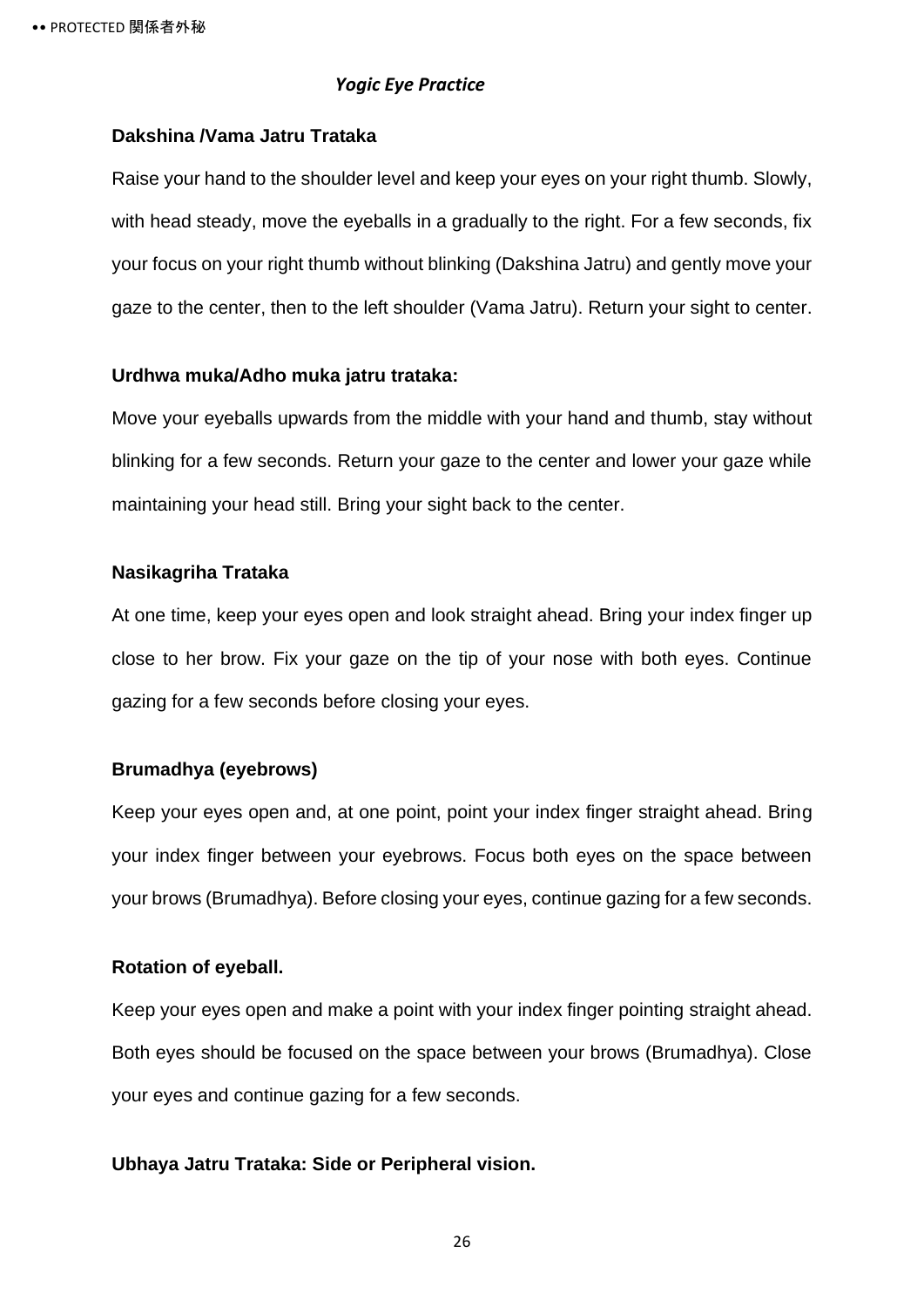*Yogic Eye Practice*

**Dakshina /Vama Jatru Trataka**

Raise your hand to the shoulder level and keep your eyes on your right thumb. Slowly, with head steady, move the eyeballs in a gradually to the right. For a few seconds, fix your focus on your right thumb without blinking (Dakshina Jatru) and gently move your gaze to the center, then to the left shoulder (Vama Jatru). Return your sight to center.

**Urdhwa muka/Adho muka jatru trataka:**

Move your eyeballs upwards from the middle with your hand and thumb, stay without blinking for a few seconds. Return your gaze to the center and lower your gaze while maintaining your head still. Bring your sight back to the center.

**Nasikagriha Trataka**

At one time, keep your eyes open and look straight ahead. Bring your index finger up close to her brow. Fix your gaze on the tip of your nose with both eyes. Continue gazing for a few seconds before closing your eyes.

**Brumadhya (eyebrows)**

Keep your eyes open and, at one point, point your index finger straight ahead. Bring your index finger between your eyebrows. Focus both eyes on the space between your brows (Brumadhya). Before closing your eyes, continue gazing for a few seconds.

**Rotation of eyeball.**

Keep your eyes open and make a point with your index finger pointing straight ahead. Both eyes should be focused on the space between your brows (Brumadhya). Close your eyes and continue gazing for a few seconds.

**Ubhaya Jatru Trataka: Side or Peripheral vision.**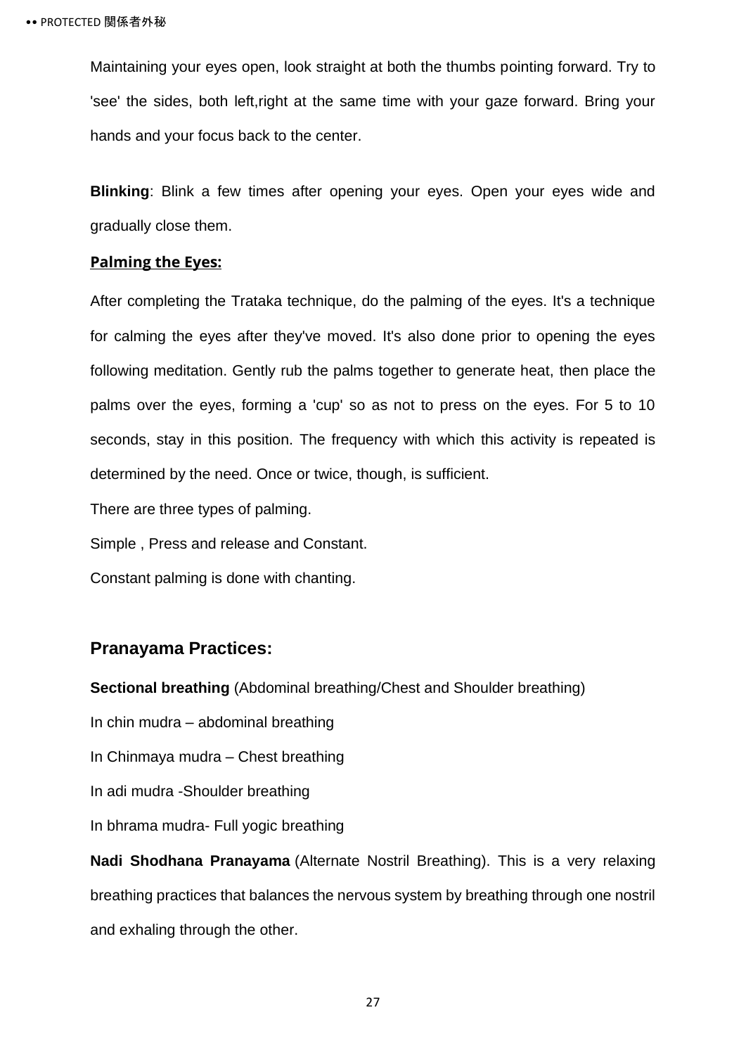Maintaining your eyes open, look straight at both the thumbs pointing forward. Try to 'see' the sides, both left,right at the same time with your gaze forward. Bring your hands and your focus back to the center.

**Blinking**: Blink a few times after opening your eyes. Open your eyes wide and gradually close them.

**Palming the Eyes:**

After completing the Trataka technique, do the palming of the eyes. It's a technique for calming the eyes after they've moved. It's also done prior to opening the eyes following meditation. Gently rub the palms together to generate heat, then place the palms over the eyes, forming a 'cup' so as not to press on the eyes. For 5 to 10 seconds, stay in this position. The frequency with which this activity is repeated is determined by the need. Once or twice, though, is sufficient.

There are three types of palming.

Simple , Press and release and Constant.

Constant palming is done with chanting.

## Pranayama Practices:

**Sectional breathing** (Abdominal breathing/Chest and Shoulder breathing)

In chin mudra – abdominal breathing

In Chinmaya mudra – Chest breathing

In adi mudra -Shoulder breathing

In bhrama mudra- Full yogic breathing

**Nadi Shodhana Pranayama** (Alternate Nostril Breathing). This is a very relaxing breathing practices that balances the nervous system by breathing through one nostril and exhaling through the other.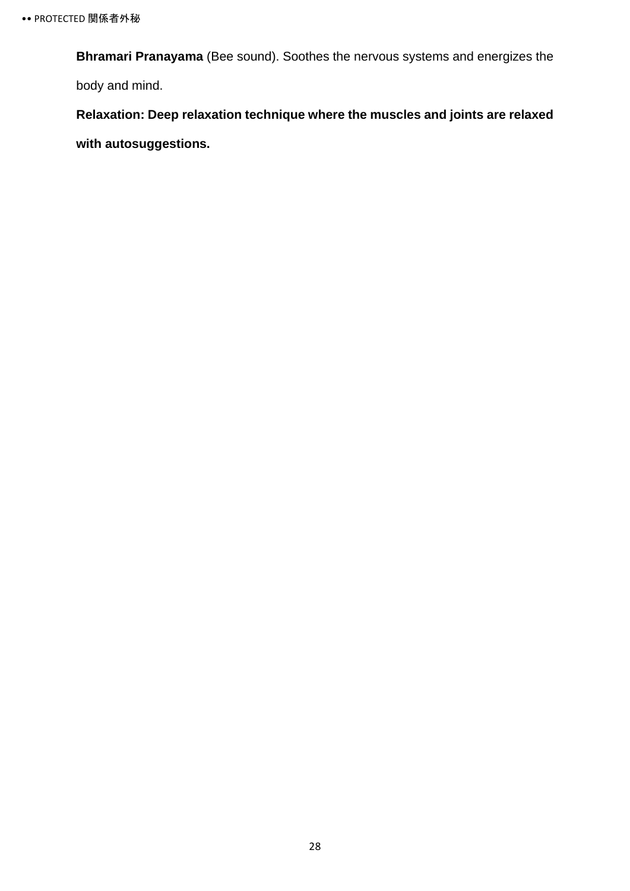**Bhramari Pranayama** (Bee sound). Soothes the nervous systems and energizes the body and mind.

**Relaxation: Deep relaxation technique where the muscles and joints are relaxed with autosuggestions.**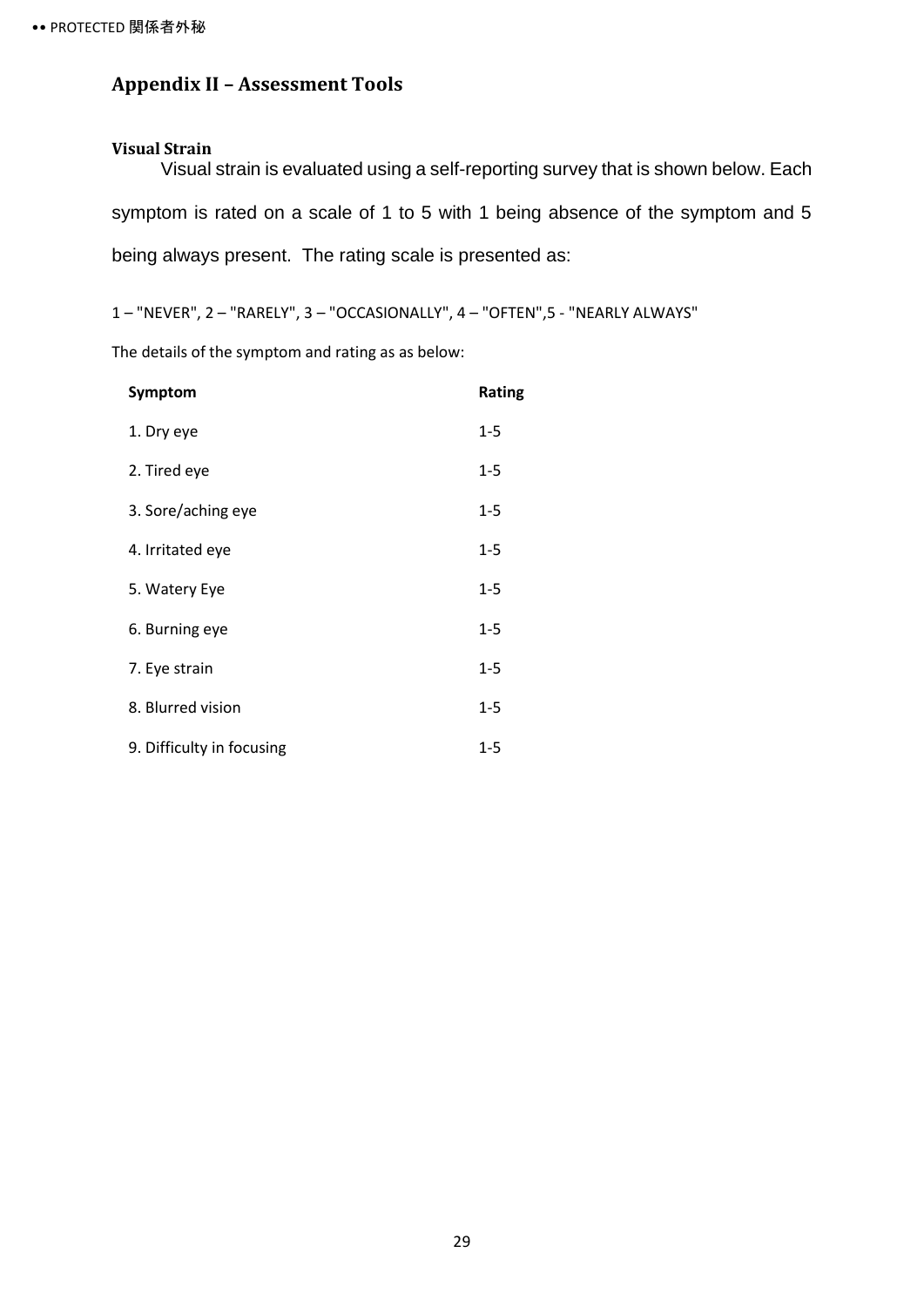## Appendix II – Assessment Tools

### Visual Strain

Visual strain is evaluated using a self-reporting survey that is shown below. Each symptom is rated on a scale of 1 to 5 with 1 being absence of the symptom and 5 being always present. The rating scale is presented as:

1 – "NEVER", 2 – "RARELY", 3 – "OCCASIONALLY", 4 – "OFTEN",5 - "NEARLY ALWAYS"

The details of the symptom and rating as as below:

| Symptom | Rating |
|---|---|
| 1. Dry eye | 1-5 |
| 2. Tired eye | 1-5 |
| 3. Sore/aching eye | 1-5 |
| 4. Irritated eye | 1-5 |
| 5. Watery Eye | 1-5 |
| 6. Burning eye | 1-5 |
| 7. Eye strain | 1-5 |
| 8. Blurred vision | 1-5 |
| 9. Difficulty in focusing | 1-5 |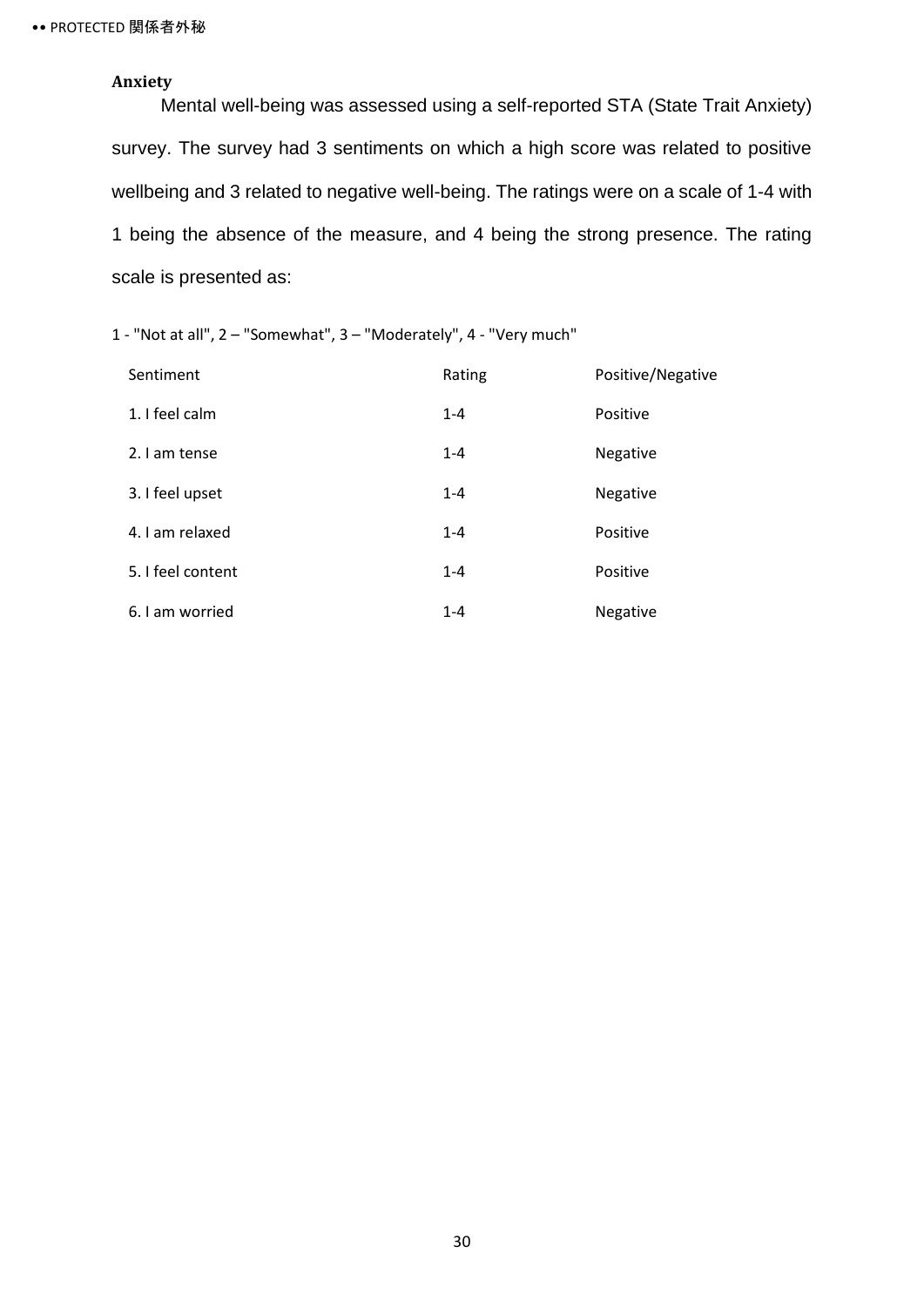**Anxiety**

Mental well-being was assessed using a self-reported STA (State Trait Anxiety) survey. The survey had 3 sentiments on which a high score was related to positive wellbeing and 3 related to negative well-being. The ratings were on a scale of 1-4 with 1 being the absence of the measure, and 4 being the strong presence. The rating scale is presented as:

1 - "Not at all", 2 – "Somewhat", 3 – "Moderately", 4 - "Very much"

| Sentiment | Rating | Positive/Negative |
| --- | --- | --- |
| 1. I feel calm | 1-4 | Positive |
| 2. I am tense | 1-4 | Negative |
| 3. I feel upset | 1-4 | Negative |
| 4. I am relaxed | 1-4 | Positive |
| 5. I feel content | 1-4 | Positive |
| 6. I am worried | 1-4 | Negative |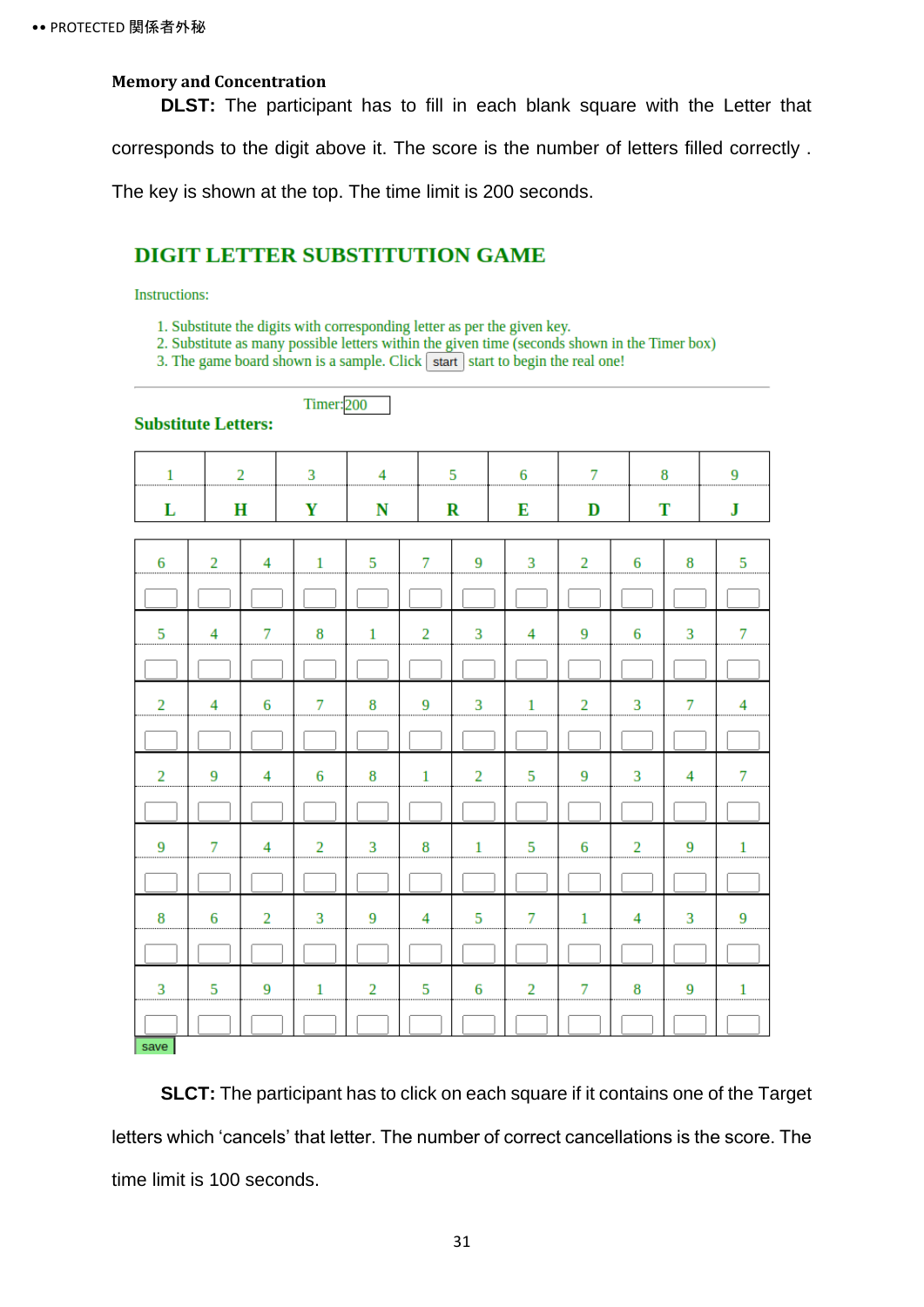**Memory and Concentration**

**DLST:** The participant has to fill in each blank square with the Letter that corresponds to the digit above it. The score is the number of letters filled correctly . The key is shown at the top. The time limit is 200 seconds.

## DIGIT LETTER SUBSTITUTION GAME

Instructions:

1. Substitute the digits with corresponding letter as per the given key.
2. Substitute as many possible letters within the given time (seconds shown in the Timer box)
3. The game board shown is a sample. Click start to begin the real one!

Timer: 200

**Substitute Letters:**

| 1 | 2 | 3 | 4 | 5 | 6 | 7 | 8 | 9 |
|---|---|---|---|---|---|---|---|---|
| **L** | **H** | **Y** | **N** | **R** | **E** | **D** | **T** | **J** |

| | | | | | | | | | | | |
|---|---|---|---|---|---|---|---|---|---|---|---|
| 6 | 2 | 4 | 1 | 5 | 7 | 9 | 3 | 2 | 6 | 8 | 5 |
| | | | | | | | | | | | |
| 5 | 4 | 7 | 8 | 1 | 2 | 3 | 4 | 9 | 6 | 3 | 7 |
| | | | | | | | | | | | |
| 2 | 4 | 6 | 7 | 8 | 9 | 3 | 1 | 2 | 3 | 7 | 4 |
| | | | | | | | | | | | |
| 2 | 9 | 4 | 6 | 8 | 1 | 2 | 5 | 9 | 3 | 4 | 7 |
| | | | | | | | | | | | |
| 9 | 7 | 4 | 2 | 3 | 8 | 1 | 5 | 6 | 2 | 9 | 1 |
| | | | | | | | | | | | |
| 8 | 6 | 2 | 3 | 9 | 4 | 5 | 7 | 1 | 4 | 3 | 9 |
| | | | | | | | | | | | |
| 3 | 5 | 9 | 1 | 2 | 5 | 6 | 2 | 7 | 8 | 9 | 1 |
| | | | | | | | | | | | |

save

**SLCT:** The participant has to click on each square if it contains one of the Target letters which 'cancels' that letter. The number of correct cancellations is the score. The time limit is 100 seconds.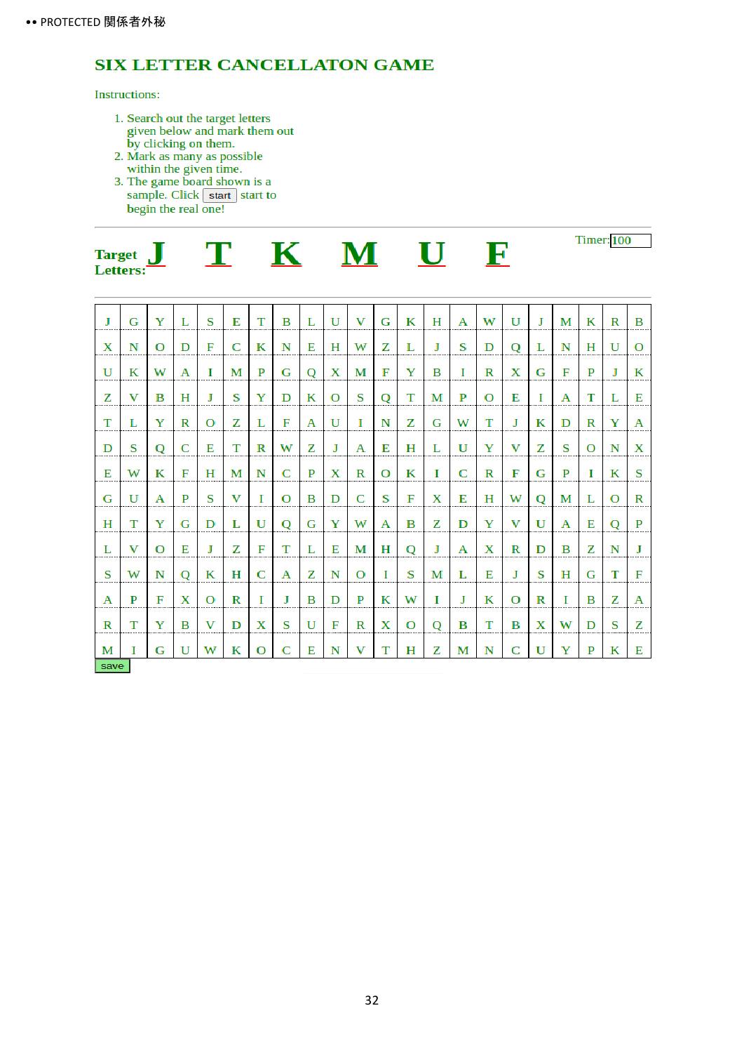## SIX LETTER CANCELLATON GAME

Instructions:

1. Search out the target letters given below and mark them out by clicking on them.
2. Mark as many as possible within the given time.
3. The game board shown is a sample. Click start start to begin the real one!

**Target Letters:** J T K M U F

Timer: 100

| J | G | Y | L | S | E | T | B | L | U | V | G | K | H | A | W | U | J | M | K | R | B |
|---|---|---|---|---|---|---|---|---|---|---|---|---|---|---|---|---|---|---|---|---|---|
| X | N | O | D | F | C | K | N | E | H | W | Z | L | J | S | D | Q | L | N | H | U | O |
| U | K | W | A | I | M | P | G | Q | X | M | F | Y | B | I | R | X | G | F | P | J | K |
| Z | V | B | H | J | S | Y | D | K | O | S | Q | T | M | P | O | E | I | A | T | L | E |
| T | L | Y | R | O | Z | L | F | A | U | I | N | Z | G | W | T | J | K | D | R | Y | A |
| D | S | Q | C | E | T | R | W | Z | J | A | E | H | L | U | Y | V | Z | S | O | N | X |
| E | W | K | F | H | M | N | C | P | X | R | O | K | I | C | R | F | G | P | I | K | S |
| G | U | A | P | S | V | I | O | B | D | C | S | F | X | E | H | W | Q | M | L | O | R |
| H | T | Y | G | D | L | U | Q | G | Y | W | A | B | Z | D | Y | V | U | A | E | Q | P |
| L | V | O | E | J | Z | F | T | L | E | M | H | Q | J | A | X | R | D | B | Z | N | J |
| S | W | N | Q | K | H | C | A | Z | N | O | I | S | M | L | E | J | S | H | G | T | F |
| A | P | F | X | O | R | I | J | B | D | P | K | W | I | J | K | O | R | I | B | Z | A |
| R | T | Y | B | V | D | X | S | U | F | R | X | O | Q | B | T | B | X | W | D | S | Z |
| M | I | G | U | W | K | O | C | E | N | V | T | H | Z | M | N | C | U | Y | P | K | E |

save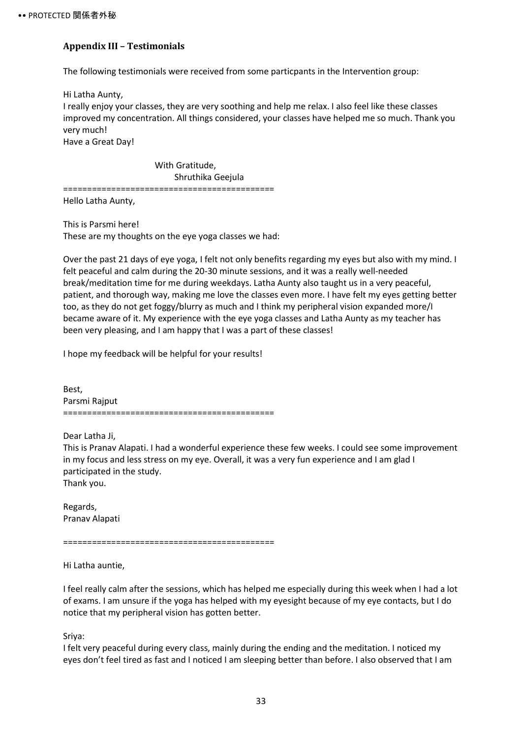### Appendix III – Testimonials

The following testimonials were received from some particpants in the Intervention group:

Hi Latha Aunty,
I really enjoy your classes, they are very soothing and help me relax. I also feel like these classes improved my concentration. All things considered, your classes have helped me so much. Thank you very much!
Have a Great Day!

With Gratitude,
Shruthika Geejula

===========================================

Hello Latha Aunty,

This is Parsmi here!
These are my thoughts on the eye yoga classes we had:

Over the past 21 days of eye yoga, I felt not only benefits regarding my eyes but also with my mind. I felt peaceful and calm during the 20-30 minute sessions, and it was a really well-needed break/meditation time for me during weekdays. Latha Aunty also taught us in a very peaceful, patient, and thorough way, making me love the classes even more. I have felt my eyes getting better too, as they do not get foggy/blurry as much and I think my peripheral vision expanded more/I became aware of it. My experience with the eye yoga classes and Latha Aunty as my teacher has been very pleasing, and I am happy that I was a part of these classes!

I hope my feedback will be helpful for your results!

Best,
Parsmi Rajput

===========================================

Dear Latha Ji,
This is Pranav Alapati. I had a wonderful experience these few weeks. I could see some improvement in my focus and less stress on my eye. Overall, it was a very fun experience and I am glad I participated in the study.
Thank you.

Regards,
Pranav Alapati

===========================================

Hi Latha auntie,

I feel really calm after the sessions, which has helped me especially during this week when I had a lot of exams. I am unsure if the yoga has helped with my eyesight because of my eye contacts, but I do notice that my peripheral vision has gotten better.

Sriya:
I felt very peaceful during every class, mainly during the ending and the meditation. I noticed my eyes don't feel tired as fast and I noticed I am sleeping better than before. I also observed that I am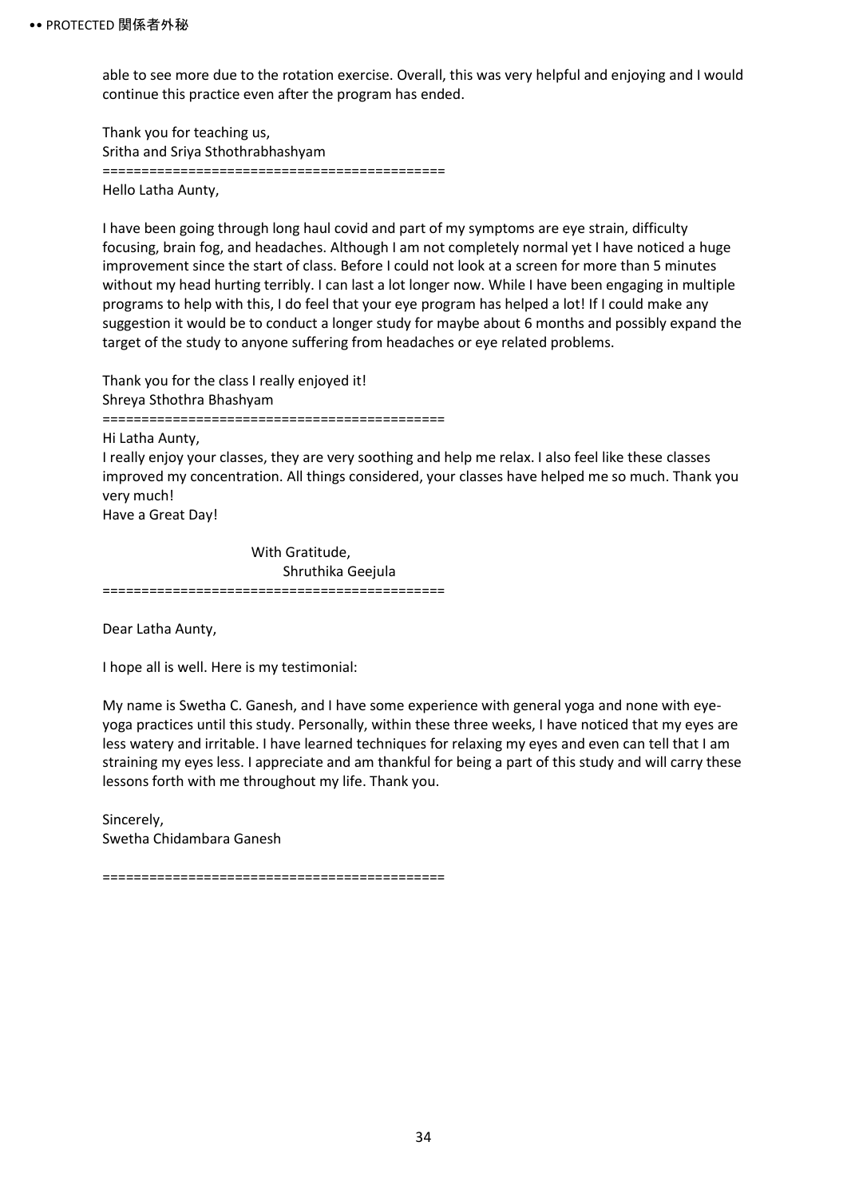able to see more due to the rotation exercise. Overall, this was very helpful and enjoying and I would continue this practice even after the program has ended.

Thank you for teaching us,
Sritha and Sriya Sthothrabhashyam

===========================================

Hello Latha Aunty,

I have been going through long haul covid and part of my symptoms are eye strain, difficulty focusing, brain fog, and headaches. Although I am not completely normal yet I have noticed a huge improvement since the start of class. Before I could not look at a screen for more than 5 minutes without my head hurting terribly. I can last a lot longer now. While I have been engaging in multiple programs to help with this, I do feel that your eye program has helped a lot! If I could make any suggestion it would be to conduct a longer study for maybe about 6 months and possibly expand the target of the study to anyone suffering from headaches or eye related problems.

Thank you for the class I really enjoyed it!
Shreya Sthothra Bhashyam

===========================================

Hi Latha Aunty,
I really enjoy your classes, they are very soothing and help me relax. I also feel like these classes improved my concentration. All things considered, your classes have helped me so much. Thank you very much!
Have a Great Day!

With Gratitude,
Shruthika Geejula

===========================================

Dear Latha Aunty,

I hope all is well. Here is my testimonial:

My name is Swetha C. Ganesh, and I have some experience with general yoga and none with eye-yoga practices until this study. Personally, within these three weeks, I have noticed that my eyes are less watery and irritable. I have learned techniques for relaxing my eyes and even can tell that I am straining my eyes less. I appreciate and am thankful for being a part of this study and will carry these lessons forth with me throughout my life. Thank you.

Sincerely,
Swetha Chidambara Ganesh

===========================================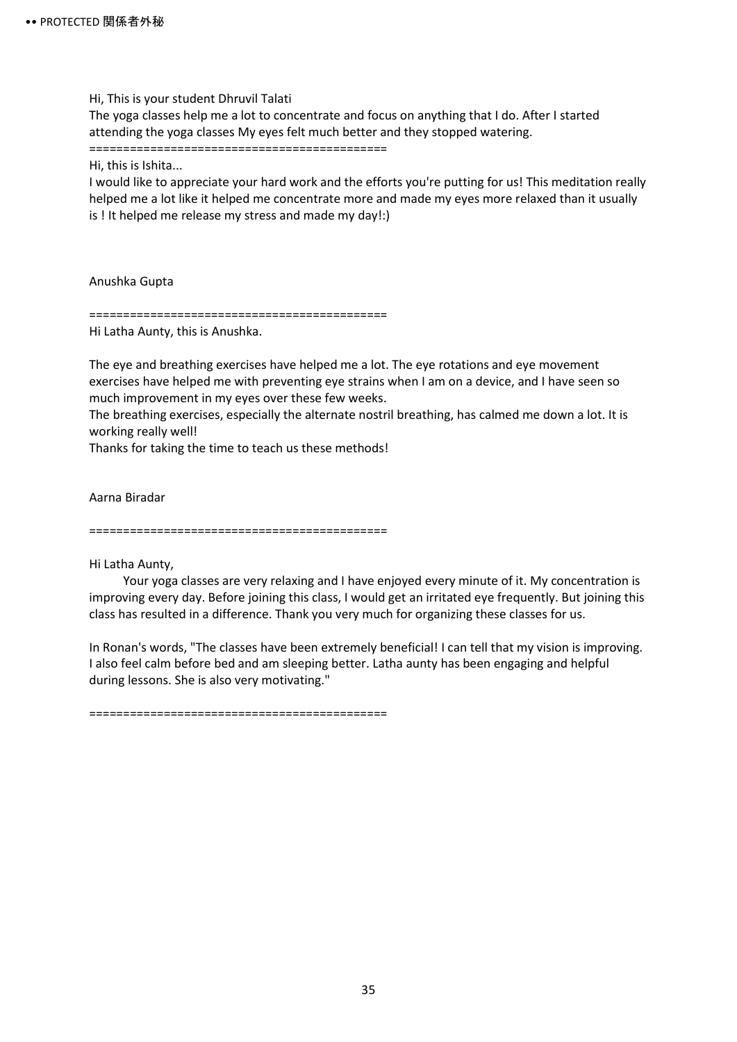Hi, This is your student Dhruvil Talati
The yoga classes help me a lot to concentrate and focus on anything that I do. After I started attending the yoga classes My eyes felt much better and they stopped watering.

============================================

Hi, this is Ishita...
I would like to appreciate your hard work and the efforts you're putting for us! This meditation really helped me a lot like it helped me concentrate more and made my eyes more relaxed than it usually is ! It helped me release my stress and made my day!:)

Anushka Gupta

============================================

Hi Latha Aunty, this is Anushka.

The eye and breathing exercises have helped me a lot. The eye rotations and eye movement exercises have helped me with preventing eye strains when I am on a device, and I have seen so much improvement in my eyes over these few weeks.
The breathing exercises, especially the alternate nostril breathing, has calmed me down a lot. It is working really well!
Thanks for taking the time to teach us these methods!

Aarna Biradar

============================================

Hi Latha Aunty,

Your yoga classes are very relaxing and I have enjoyed every minute of it. My concentration is improving every day. Before joining this class, I would get an irritated eye frequently. But joining this class has resulted in a difference. Thank you very much for organizing these classes for us.

In Ronan's words, "The classes have been extremely beneficial! I can tell that my vision is improving. I also feel calm before bed and am sleeping better. Latha aunty has been engaging and helpful during lessons. She is also very motivating."

============================================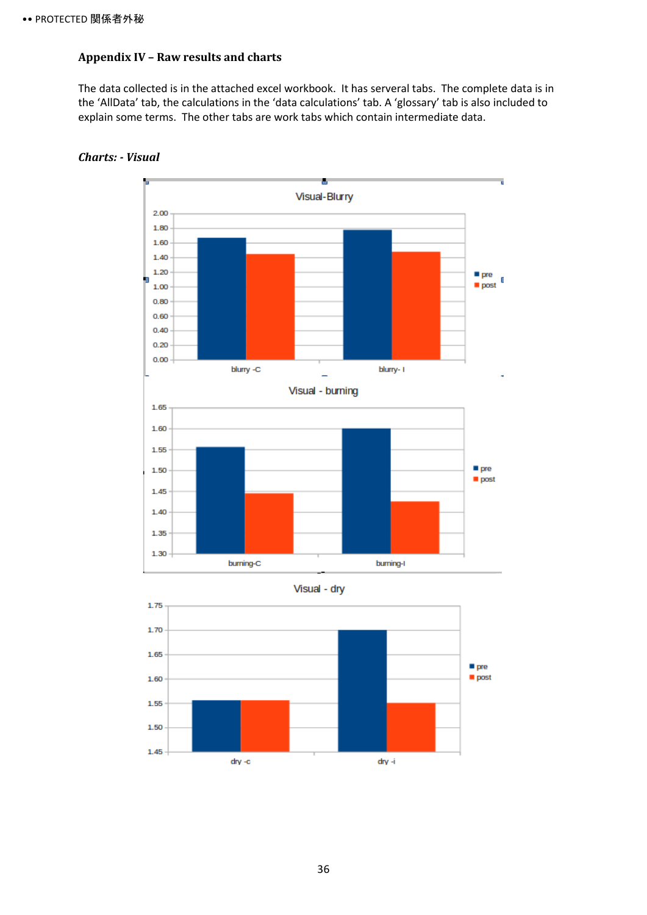### Appendix IV – Raw results and charts

The data collected is in the attached excel workbook. It has serveral tabs. The complete data is in the 'AllData' tab, the calculations in the 'data calculations' tab. A 'glossary' tab is also included to explain some terms. The other tabs are work tabs which contain intermediate data.

***Charts: - Visual***

Visual-Blurry

| | pre | post |
|---|---|---|
| blurry -C | 1.67 | 1.45 |
| blurry- I | 1.78 | 1.48 |

Visual - burning

| | pre | post |
|---|---|---|
| burning-C | 1.555 | 1.445 |
| burning-I | 1.60 | 1.425 |

Visual - dry

| | pre | post |
|---|---|---|
| dry -c | 1.555 | 1.555 |
| dry -i | 1.70 | 1.55 |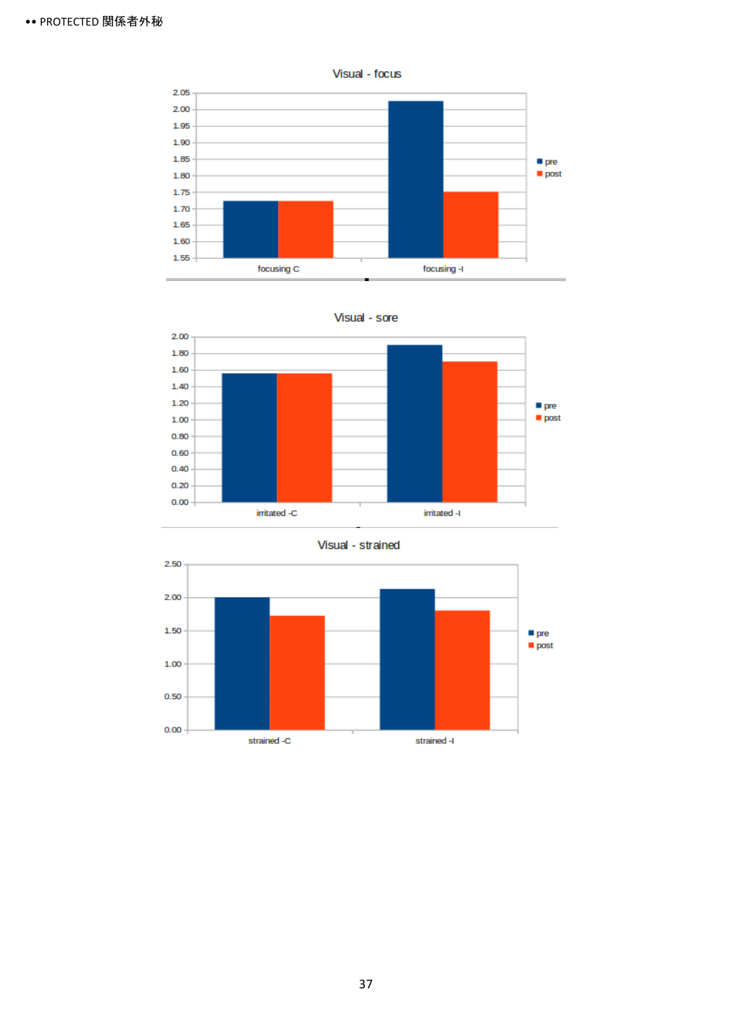Visual - focus

| | pre | post |
|---|---|---|
| focusing C | | |
| focusing -I | | |

Visual - sore

| | pre | post |
|---|---|---|
| irritated -C | | |
| irritated -I | | |

Visual - strained

| | pre | post |
|---|---|---|
| strained -C | | |
| strained -I | | |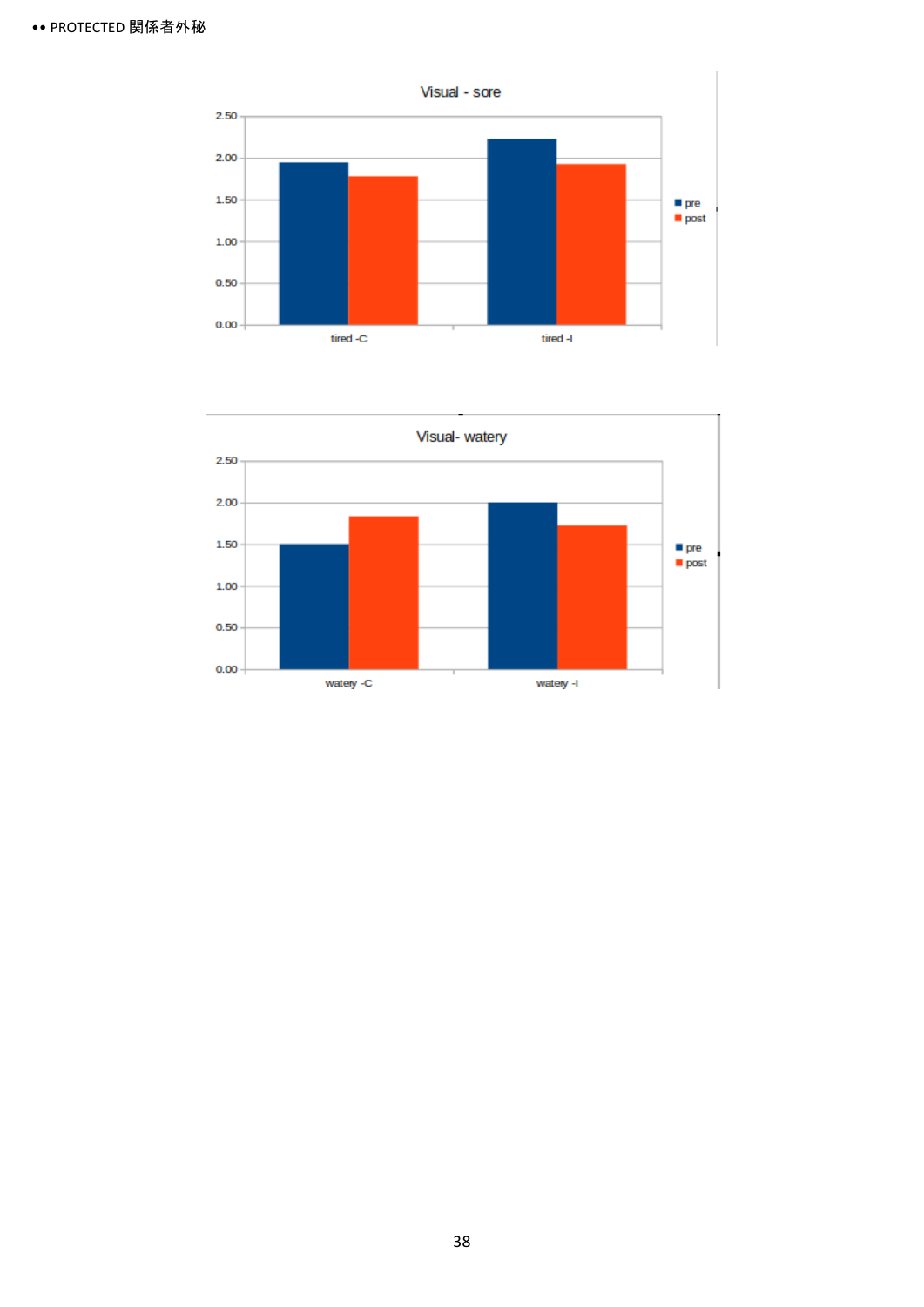Visual - sore

2.50
2.00
1.50
1.00
0.50
0.00

tired -C
tired -I

pre
post

Visual- watery

2.50
2.00
1.50
1.00
0.50
0.00

watery -C
watery -I

pre
post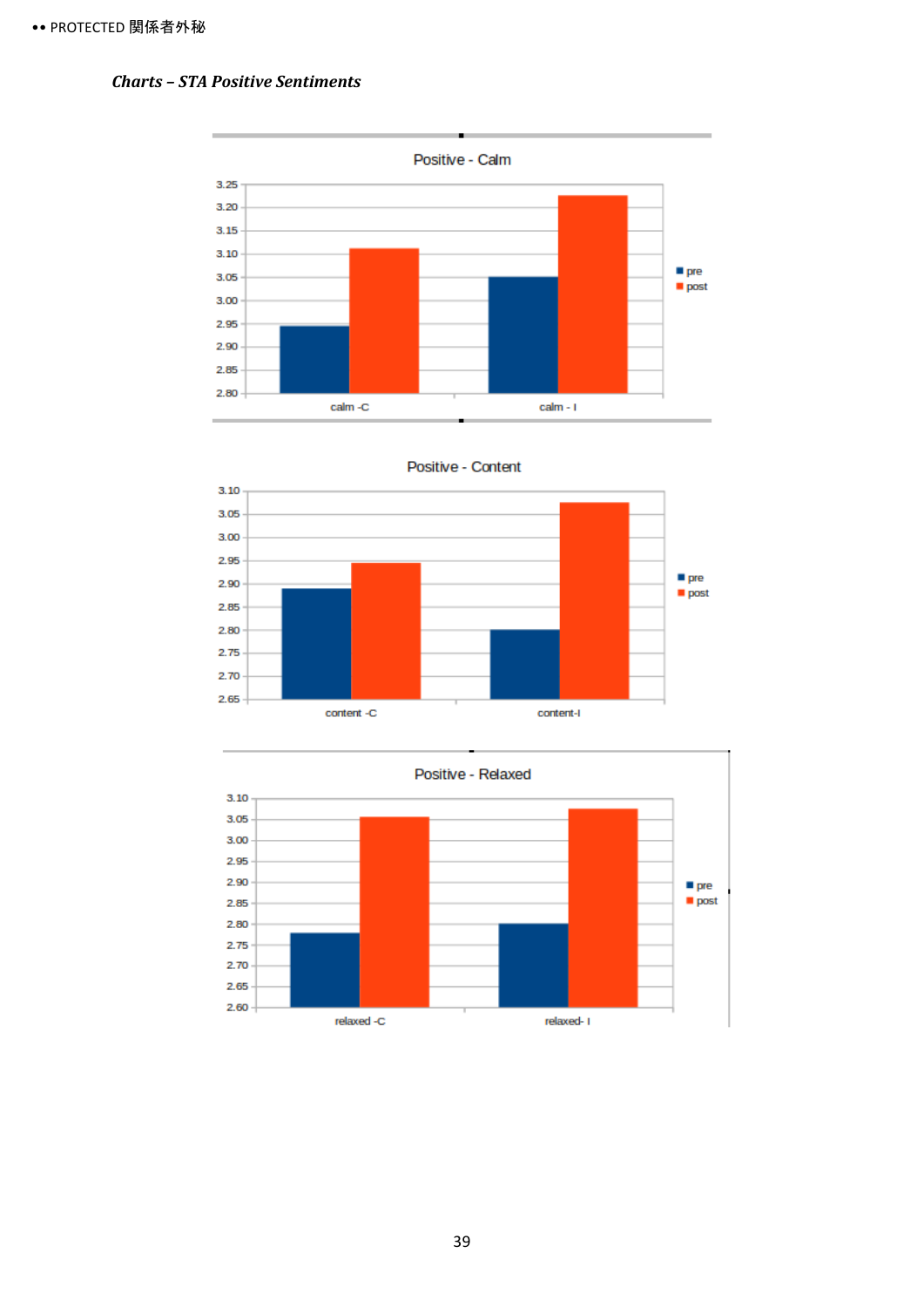*Charts – STA Positive Sentiments*

Positive - Calm

Positive - Content

Positive - Relaxed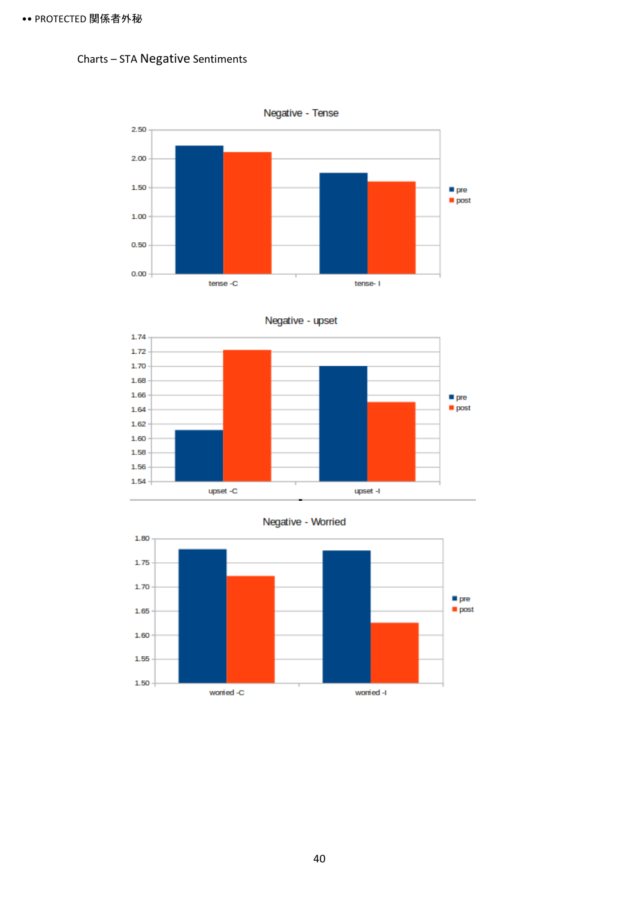Charts – STA Negative Sentiments

Negative - Tense

Negative - upset

Negative - Worried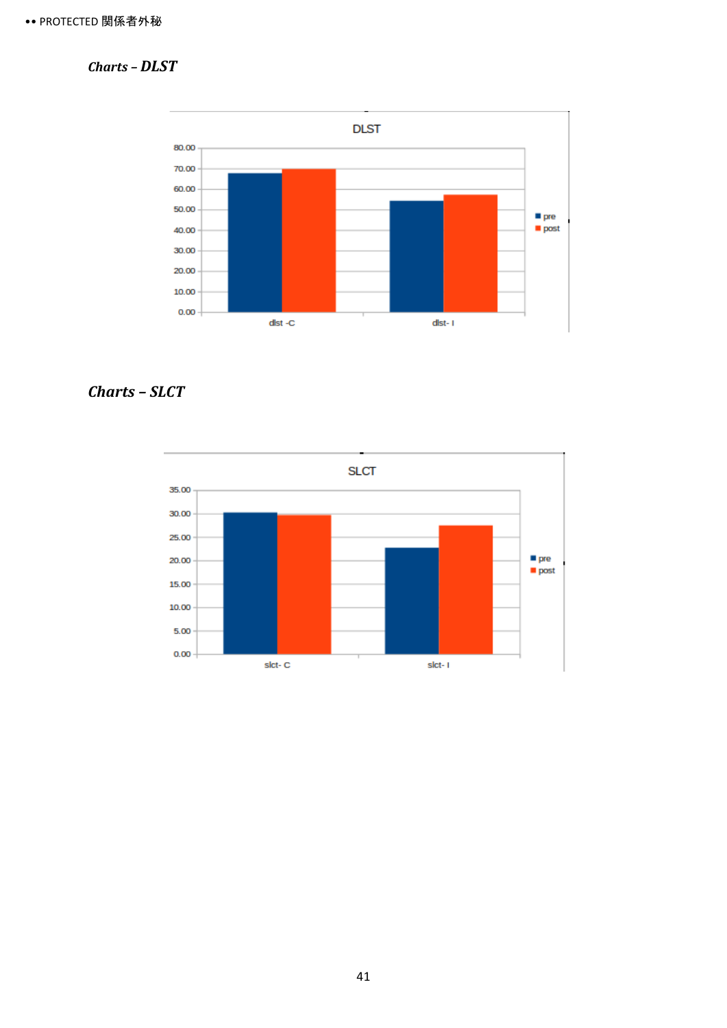***Charts – DLST***

***Charts – SLCT***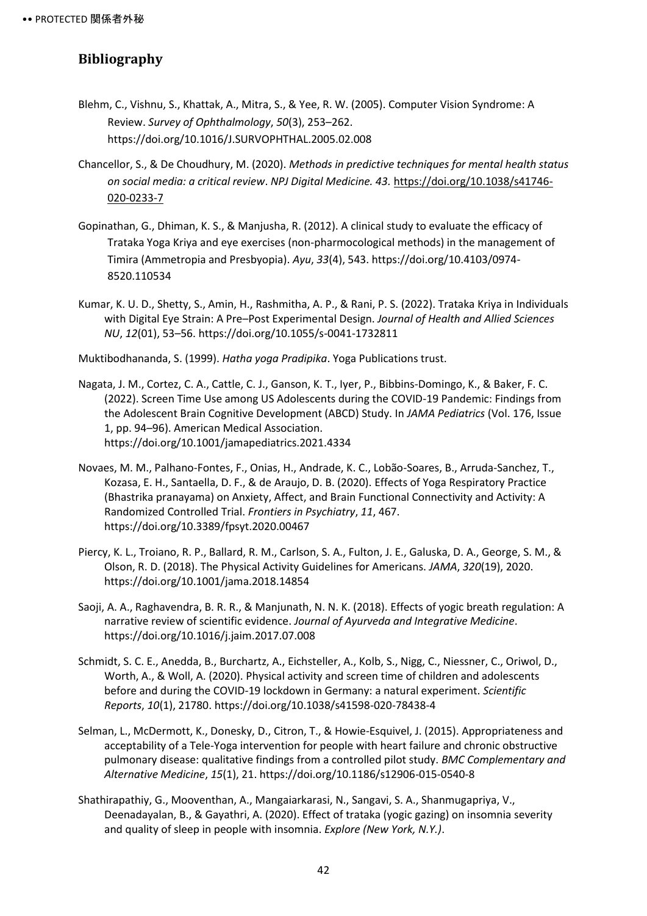## Bibliography

Blehm, C., Vishnu, S., Khattak, A., Mitra, S., & Yee, R. W. (2005). Computer Vision Syndrome: A Review. *Survey of Ophthalmology*, *50*(3), 253–262. https://doi.org/10.1016/J.SURVOPHTHAL.2005.02.008

Chancellor, S., & De Choudhury, M. (2020). *Methods in predictive techniques for mental health status on social media: a critical review*. *NPJ Digital Medicine. 43.* https://doi.org/10.1038/s41746-020-0233-7

Gopinathan, G., Dhiman, K. S., & Manjusha, R. (2012). A clinical study to evaluate the efficacy of Trataka Yoga Kriya and eye exercises (non-pharmocological methods) in the management of Timira (Ammetropia and Presbyopia). *Ayu*, *33*(4), 543. https://doi.org/10.4103/0974-8520.110534

Kumar, K. U. D., Shetty, S., Amin, H., Rashmitha, A. P., & Rani, P. S. (2022). Trataka Kriya in Individuals with Digital Eye Strain: A Pre–Post Experimental Design. *Journal of Health and Allied Sciences NU*, *12*(01), 53–56. https://doi.org/10.1055/s-0041-1732811

Muktibodhananda, S. (1999). *Hatha yoga Pradipika*. Yoga Publications trust.

Nagata, J. M., Cortez, C. A., Cattle, C. J., Ganson, K. T., Iyer, P., Bibbins-Domingo, K., & Baker, F. C. (2022). Screen Time Use among US Adolescents during the COVID-19 Pandemic: Findings from the Adolescent Brain Cognitive Development (ABCD) Study. In *JAMA Pediatrics* (Vol. 176, Issue 1, pp. 94–96). American Medical Association. https://doi.org/10.1001/jamapediatrics.2021.4334

Novaes, M. M., Palhano-Fontes, F., Onias, H., Andrade, K. C., Lobão-Soares, B., Arruda-Sanchez, T., Kozasa, E. H., Santaella, D. F., & de Araujo, D. B. (2020). Effects of Yoga Respiratory Practice (Bhastrika pranayama) on Anxiety, Affect, and Brain Functional Connectivity and Activity: A Randomized Controlled Trial. *Frontiers in Psychiatry*, *11*, 467. https://doi.org/10.3389/fpsyt.2020.00467

Piercy, K. L., Troiano, R. P., Ballard, R. M., Carlson, S. A., Fulton, J. E., Galuska, D. A., George, S. M., & Olson, R. D. (2018). The Physical Activity Guidelines for Americans. *JAMA*, *320*(19), 2020. https://doi.org/10.1001/jama.2018.14854

Saoji, A. A., Raghavendra, B. R. R., & Manjunath, N. N. K. (2018). Effects of yogic breath regulation: A narrative review of scientific evidence. *Journal of Ayurveda and Integrative Medicine*. https://doi.org/10.1016/j.jaim.2017.07.008

Schmidt, S. C. E., Anedda, B., Burchartz, A., Eichsteller, A., Kolb, S., Nigg, C., Niessner, C., Oriwol, D., Worth, A., & Woll, A. (2020). Physical activity and screen time of children and adolescents before and during the COVID-19 lockdown in Germany: a natural experiment. *Scientific Reports*, *10*(1), 21780. https://doi.org/10.1038/s41598-020-78438-4

Selman, L., McDermott, K., Donesky, D., Citron, T., & Howie-Esquivel, J. (2015). Appropriateness and acceptability of a Tele-Yoga intervention for people with heart failure and chronic obstructive pulmonary disease: qualitative findings from a controlled pilot study. *BMC Complementary and Alternative Medicine*, *15*(1), 21. https://doi.org/10.1186/s12906-015-0540-8

Shathirapathiy, G., Mooventhan, A., Mangaiarkarasi, N., Sangavi, S. A., Shanmugapriya, V., Deenadayalan, B., & Gayathri, A. (2020). Effect of trataka (yogic gazing) on insomnia severity and quality of sleep in people with insomnia. *Explore (New York, N.Y.)*.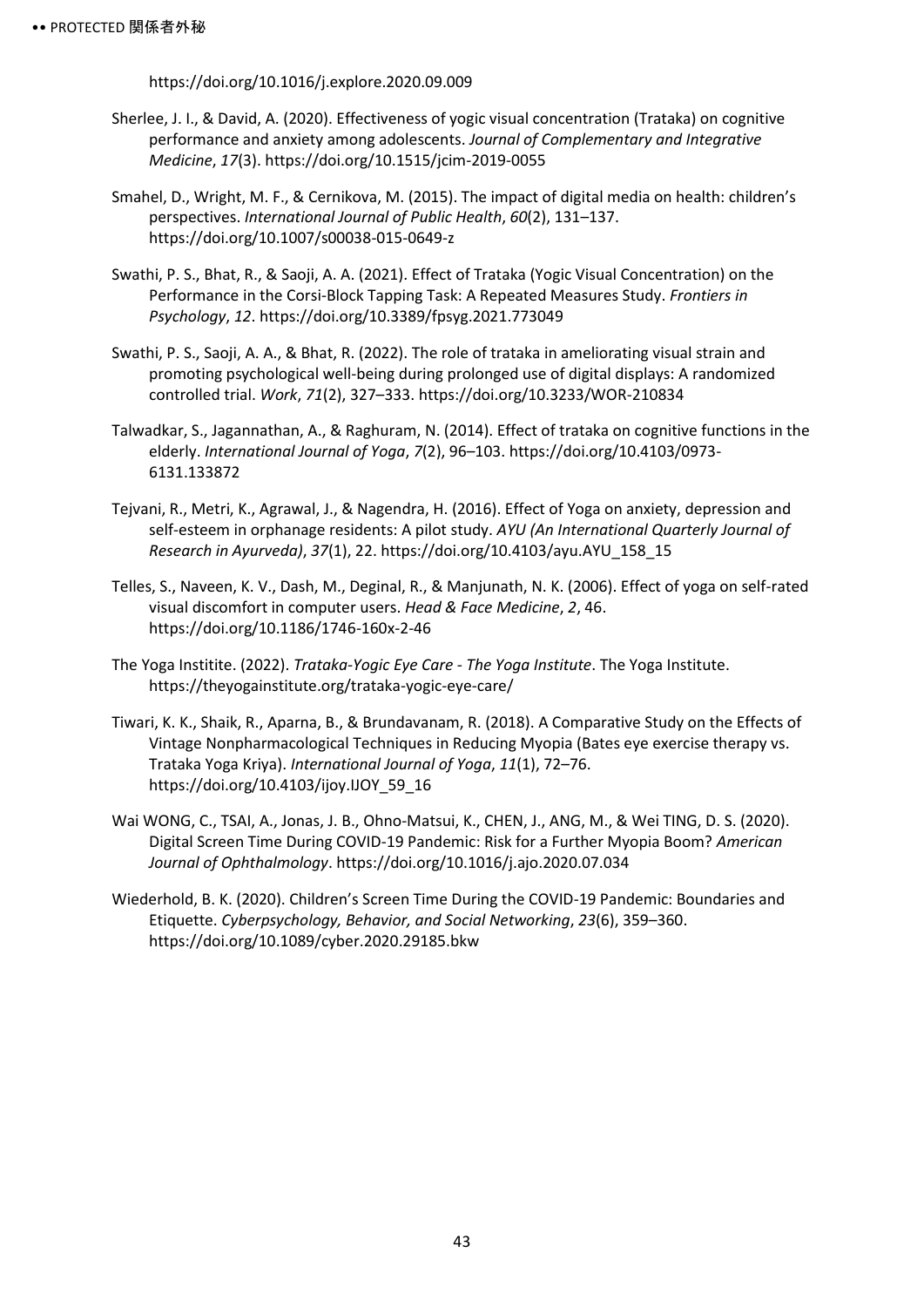https://doi.org/10.1016/j.explore.2020.09.009

Sherlee, J. I., & David, A. (2020). Effectiveness of yogic visual concentration (Trataka) on cognitive performance and anxiety among adolescents. *Journal of Complementary and Integrative Medicine*, *17*(3). https://doi.org/10.1515/jcim-2019-0055

Smahel, D., Wright, M. F., & Cernikova, M. (2015). The impact of digital media on health: children's perspectives. *International Journal of Public Health*, *60*(2), 131–137. https://doi.org/10.1007/s00038-015-0649-z

Swathi, P. S., Bhat, R., & Saoji, A. A. (2021). Effect of Trataka (Yogic Visual Concentration) on the Performance in the Corsi-Block Tapping Task: A Repeated Measures Study. *Frontiers in Psychology*, *12*. https://doi.org/10.3389/fpsyg.2021.773049

Swathi, P. S., Saoji, A. A., & Bhat, R. (2022). The role of trataka in ameliorating visual strain and promoting psychological well-being during prolonged use of digital displays: A randomized controlled trial. *Work*, *71*(2), 327–333. https://doi.org/10.3233/WOR-210834

Talwadkar, S., Jagannathan, A., & Raghuram, N. (2014). Effect of trataka on cognitive functions in the elderly. *International Journal of Yoga*, *7*(2), 96–103. https://doi.org/10.4103/0973-6131.133872

Tejvani, R., Metri, K., Agrawal, J., & Nagendra, H. (2016). Effect of Yoga on anxiety, depression and self-esteem in orphanage residents: A pilot study. *AYU (An International Quarterly Journal of Research in Ayurveda)*, *37*(1), 22. https://doi.org/10.4103/ayu.AYU_158_15

Telles, S., Naveen, K. V., Dash, M., Deginal, R., & Manjunath, N. K. (2006). Effect of yoga on self-rated visual discomfort in computer users. *Head & Face Medicine*, *2*, 46. https://doi.org/10.1186/1746-160x-2-46

The Yoga Institite. (2022). *Trataka-Yogic Eye Care - The Yoga Institute*. The Yoga Institute. https://theyogainstitute.org/trataka-yogic-eye-care/

Tiwari, K. K., Shaik, R., Aparna, B., & Brundavanam, R. (2018). A Comparative Study on the Effects of Vintage Nonpharmacological Techniques in Reducing Myopia (Bates eye exercise therapy vs. Trataka Yoga Kriya). *International Journal of Yoga*, *11*(1), 72–76. https://doi.org/10.4103/ijoy.IJOY_59_16

Wai WONG, C., TSAI, A., Jonas, J. B., Ohno-Matsui, K., CHEN, J., ANG, M., & Wei TING, D. S. (2020). Digital Screen Time During COVID-19 Pandemic: Risk for a Further Myopia Boom? *American Journal of Ophthalmology*. https://doi.org/10.1016/j.ajo.2020.07.034

Wiederhold, B. K. (2020). Children's Screen Time During the COVID-19 Pandemic: Boundaries and Etiquette. *Cyberpsychology, Behavior, and Social Networking*, *23*(6), 359–360. https://doi.org/10.1089/cyber.2020.29185.bkw